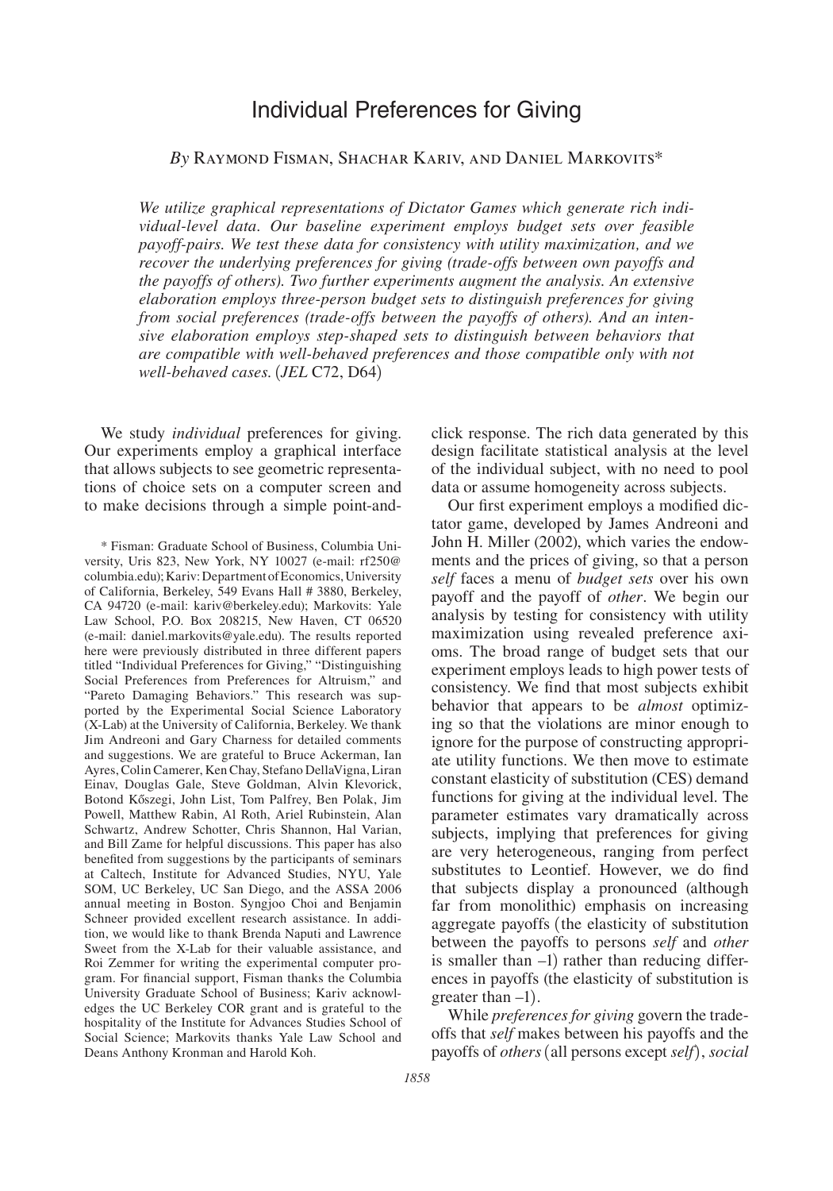# Individual Preferences for Giving

*By* Raymond Fisman, Shachar Kariv, and Daniel Markovits*

*We utilize graphical representations of Dictator Games which generate rich individual-level data. Our baseline experiment employs budget sets over feasible payoff-pairs. We test these data for consistency with utility maximization, and we recover the underlying preferences for giving (trade-offs between own payoffs and the payoffs of others). Two further experiments augment the analysis. An extensive elaboration employs three-person budget sets to distinguish preferences for giving from social preferences (trade-offs between the payoffs of others). And an intensive elaboration employs step-shaped sets to distinguish between behaviors that are compatible with well-behaved preferences and those compatible only with not well-behaved cases.* (*JEL* C72, D64)

We study *individual* preferences for giving. Our experiments employ a graphical interface that allows subjects to see geometric representations of choice sets on a computer screen and to make decisions through a simple point-and-click response. The rich data generated by this design facilitate statistical analysis at the level of the individual subject, with no need to pool data or assume homogeneity across subjects.

Our first experiment employs a modified dictator game, developed by James Andreoni and John H. Miller (2002), which varies the endowments and the prices of giving, so that a person *self* faces a menu of *budget sets* over his own payoff and the payoff of *other*. We begin our analysis by testing for consistency with utility maximization using revealed preference axioms. The broad range of budget sets that our experiment employs leads to high power tests of consistency. We find that most subjects exhibit behavior that appears to be *almost* optimizing so that the violations are minor enough to ignore for the purpose of constructing appropriate utility functions. We then move to estimate constant elasticity of substitution (CES) demand functions for giving at the individual level. The parameter estimates vary dramatically across subjects, implying that preferences for giving are very heterogeneous, ranging from perfect substitutes to Leontief. However, we do find that subjects display a pronounced (although far from monolithic) emphasis on increasing aggregate payoffs (the elasticity of substitution between the payoffs to persons *self* and *other* is smaller than –1) rather than reducing differences in payoffs (the elasticity of substitution is greater than –1).

While *preferences for giving* govern the trade-offs that *self* makes between his payoffs and the payoffs of *others* (all persons except *self*), *social*

\* Fisman: Graduate School of Business, Columbia University, Uris 823, New York, NY 10027 (e-mail: rf250@columbia.edu); Kariv: Department of Economics, University of California, Berkeley, 549 Evans Hall # 3880, Berkeley, CA 94720 (e-mail: kariv@berkeley.edu); Markovits: Yale Law School, P.O. Box 208215, New Haven, CT 06520 (e-mail: daniel.markovits@yale.edu). The results reported here were previously distributed in three different papers titled "Individual Preferences for Giving," "Distinguishing Social Preferences from Preferences for Altruism," and "Pareto Damaging Behaviors." This research was supported by the Experimental Social Science Laboratory (X-Lab) at the University of California, Berkeley. We thank Jim Andreoni and Gary Charness for detailed comments and suggestions. We are grateful to Bruce Ackerman, Ian Ayres, Colin Camerer, Ken Chay, Stefano DellaVigna, Liran Einav, Douglas Gale, Steve Goldman, Alvin Klevorick, Botond Kőszegi, John List, Tom Palfrey, Ben Polak, Jim Powell, Matthew Rabin, Al Roth, Ariel Rubinstein, Alan Schwartz, Andrew Schotter, Chris Shannon, Hal Varian, and Bill Zame for helpful discussions. This paper has also benefited from suggestions by the participants of seminars at Caltech, Institute for Advanced Studies, NYU, Yale SOM, UC Berkeley, UC San Diego, and the ASSA 2006 annual meeting in Boston. Syngjoo Choi and Benjamin Schneer provided excellent research assistance. In addition, we would like to thank Brenda Naputi and Lawrence Sweet from the X-Lab for their valuable assistance, and Roi Zemmer for writing the experimental computer program. For financial support, Fisman thanks the Columbia University Graduate School of Business; Kariv acknowledges the UC Berkeley COR grant and is grateful to the hospitality of the Institute for Advances Studies School of Social Science; Markovits thanks Yale Law School and Deans Anthony Kronman and Harold Koh.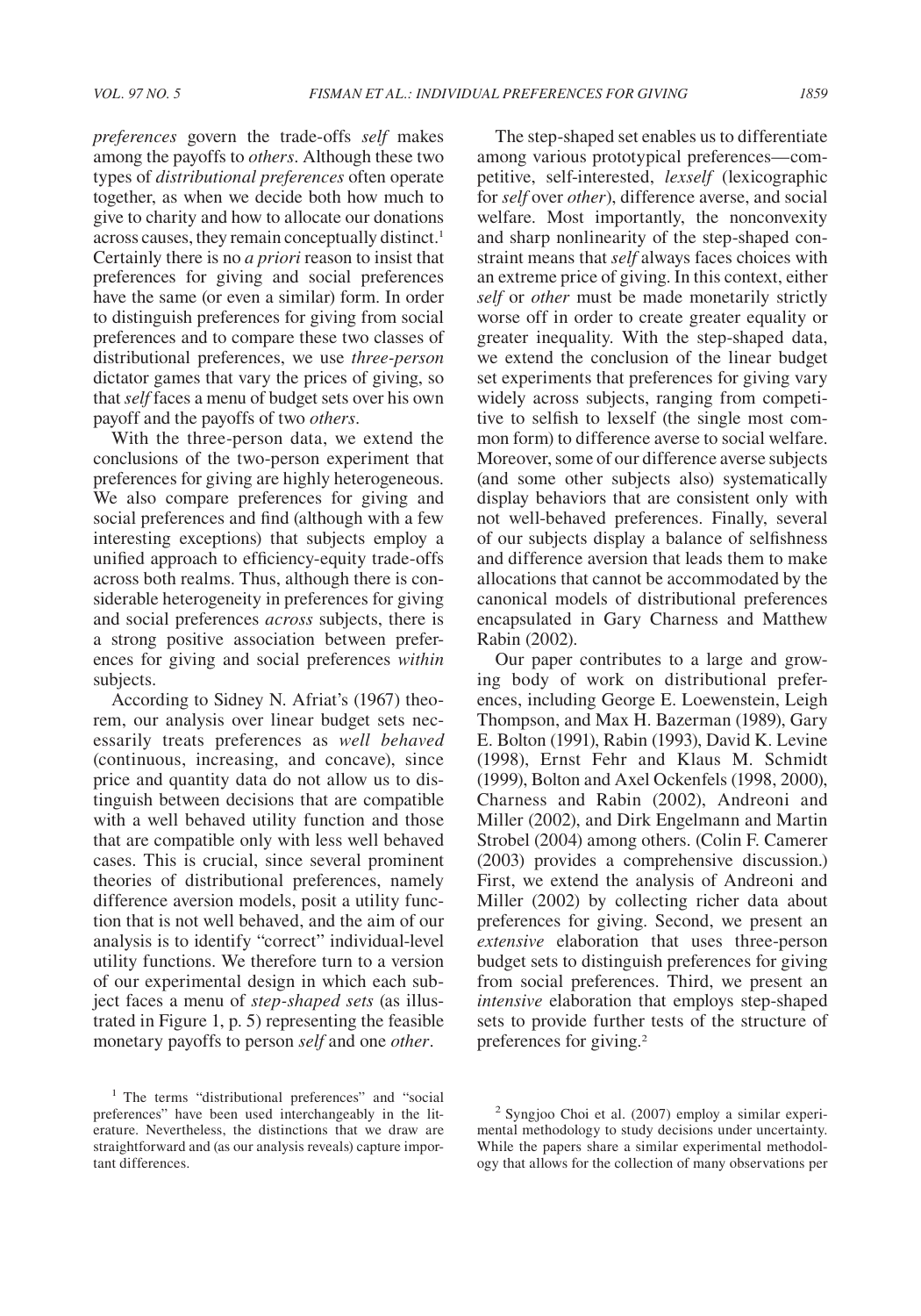*preferences* govern the trade-offs *self* makes among the payoffs to *others*. Although these two types of *distributional preferences* often operate together, as when we decide both how much to give to charity and how to allocate our donations across causes, they remain conceptually distinct.[1] Certainly there is no *a priori* reason to insist that preferences for giving and social preferences have the same (or even a similar) form. In order to distinguish preferences for giving from social preferences and to compare these two classes of distributional preferences, we use *three-person* dictator games that vary the prices of giving, so that *self* faces a menu of budget sets over his own payoff and the payoffs of two *others*.

With the three-person data, we extend the conclusions of the two-person experiment that preferences for giving are highly heterogeneous. We also compare preferences for giving and social preferences and find (although with a few interesting exceptions) that subjects employ a unified approach to efficiency-equity trade-offs across both realms. Thus, although there is considerable heterogeneity in preferences for giving and social preferences *across* subjects, there is a strong positive association between preferences for giving and social preferences *within* subjects.

According to Sidney N. Afriat's (1967) theorem, our analysis over linear budget sets necessarily treats preferences as *well behaved* (continuous, increasing, and concave), since price and quantity data do not allow us to distinguish between decisions that are compatible with a well behaved utility function and those that are compatible only with less well behaved cases. This is crucial, since several prominent theories of distributional preferences, namely difference aversion models, posit a utility function that is not well behaved, and the aim of our analysis is to identify "correct" individual-level utility functions. We therefore turn to a version of our experimental design in which each subject faces a menu of *step-shaped sets* (as illustrated in Figure 1, p. 5) representing the feasible monetary payoffs to person *self* and one *other*.

The step-shaped set enables us to differentiate among various prototypical preferences—competitive, self-interested, *lexself* (lexicographic for *self* over *other*), difference averse, and social welfare. Most importantly, the nonconvexity and sharp nonlinearity of the step-shaped constraint means that *self* always faces choices with an extreme price of giving. In this context, either *self* or *other* must be made monetarily strictly worse off in order to create greater equality or greater inequality. With the step-shaped data, we extend the conclusion of the linear budget set experiments that preferences for giving vary widely across subjects, ranging from competitive to selfish to lexself (the single most common form) to difference averse to social welfare. Moreover, some of our difference averse subjects (and some other subjects also) systematically display behaviors that are consistent only with not well-behaved preferences. Finally, several of our subjects display a balance of selfishness and difference aversion that leads them to make allocations that cannot be accommodated by the canonical models of distributional preferences encapsulated in Gary Charness and Matthew Rabin (2002).

Our paper contributes to a large and growing body of work on distributional preferences, including George E. Loewenstein, Leigh Thompson, and Max H. Bazerman (1989), Gary E. Bolton (1991), Rabin (1993), David K. Levine (1998), Ernst Fehr and Klaus M. Schmidt (1999), Bolton and Axel Ockenfels (1998, 2000), Charness and Rabin (2002), Andreoni and Miller (2002), and Dirk Engelmann and Martin Strobel (2004) among others. (Colin F. Camerer (2003) provides a comprehensive discussion.) First, we extend the analysis of Andreoni and Miller (2002) by collecting richer data about preferences for giving. Second, we present an *extensive* elaboration that uses three-person budget sets to distinguish preferences for giving from social preferences. Third, we present an *intensive* elaboration that employs step-shaped sets to provide further tests of the structure of preferences for giving.[2]

[1] The terms "distributional preferences" and "social preferences" have been used interchangeably in the literature. Nevertheless, the distinctions that we draw are straightforward and (as our analysis reveals) capture important differences.

[2] Syngjoo Choi et al. (2007) employ a similar experimental methodology to study decisions under uncertainty. While the papers share a similar experimental methodology that allows for the collection of many observations per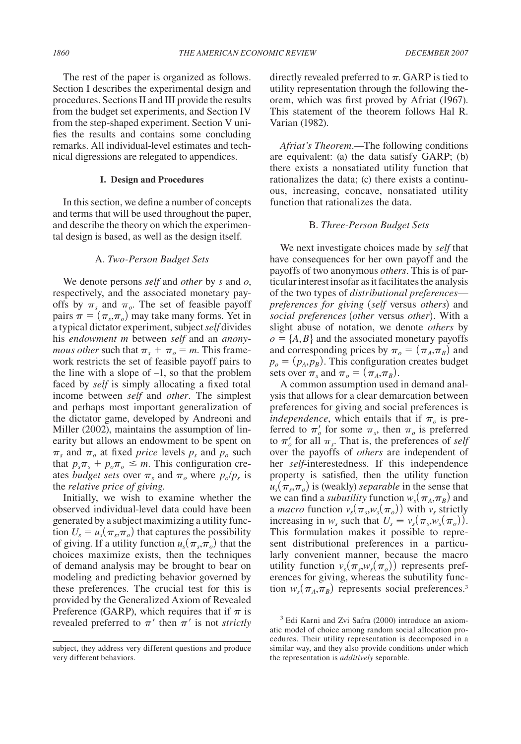The rest of the paper is organized as follows. Section I describes the experimental design and procedures. Sections II and III provide the results from the budget set experiments, and Section IV from the step-shaped experiment. Section V unifies the results and contains some concluding remarks. All individual-level estimates and technical digressions are relegated to appendices.

## I. Design and Procedures

In this section, we define a number of concepts and terms that will be used throughout the paper, and describe the theory on which the experimental design is based, as well as the design itself.

### A. *Two-Person Budget Sets*

We denote persons *self* and *other* by $s$ and $o$, respectively, and the associated monetary payoffs by $\pi_s$ and $\pi_o$. The set of feasible payoff pairs $\pi = (\pi_s, \pi_o)$ may take many forms. Yet in a typical dictator experiment, subject *self* divides his *endowment m* between *self* and an *anonymous other* such that $\pi_s + \pi_o = m$. This framework restricts the set of feasible payoff pairs to the line with a slope of –1, so that the problem faced by *self* is simply allocating a fixed total income between *self* and *other*. The simplest and perhaps most important generalization of the dictator game, developed by Andreoni and Miller (2002), maintains the assumption of linearity but allows an endowment to be spent on $\pi_s$ and $\pi_o$ at fixed *price* levels $p_s$ and $p_o$ such that $p_s\pi_s + p_o\pi_o \leq m$. This configuration creates *budget sets* over $\pi_s$ and $\pi_o$ where $p_o/p_s$ is the *relative price of giving.*

Initially, we wish to examine whether the observed individual-level data could have been generated by a subject maximizing a utility function $U_s = u_s(\pi_s, \pi_o)$ that captures the possibility of giving. If a utility function $u_s(\pi_s, \pi_o)$ that the choices maximize exists, then the techniques of demand analysis may be brought to bear on modeling and predicting behavior governed by these preferences. The crucial test for this is provided by the Generalized Axiom of Revealed Preference (GARP), which requires that if $\pi$ is revealed preferred to $\pi'$ then $\pi'$ is not *strictly* directly revealed preferred to $\pi$. GARP is tied to utility representation through the following theorem, which was first proved by Afriat (1967). This statement of the theorem follows Hal R. Varian (1982).

*Afriat's Theorem*.—The following conditions are equivalent: (a) the data satisfy GARP; (b) there exists a nonsatiated utility function that rationalizes the data; (c) there exists a continuous, increasing, concave, nonsatiated utility function that rationalizes the data.

### B. *Three-Person Budget Sets*

We next investigate choices made by *self* that have consequences for her own payoff and the payoffs of two anonymous *others*. This is of particular interest insofar as it facilitates the analysis of the two types of *distributional preferences*—*preferences for giving* (*self* versus *others*) and *social preferences* (*other* versus *other*). With a slight abuse of notation, we denote *others* by $o = \{A, B\}$ and the associated monetary payoffs and corresponding prices by $\pi_o = (\pi_A, \pi_B)$ and $p_o = (p_A, p_B)$. This configuration creates budget sets over $\pi_s$ and $\pi_o = (\pi_A, \pi_B)$.

A common assumption used in demand analysis that allows for a clear demarcation between preferences for giving and social preferences is *independence*, which entails that if $\pi_o$ is preferred to $\pi_o'$ for some $\pi_s$, then $\pi_o$ is preferred to $\pi_o'$ for all $\pi_s$. That is, the preferences of *self* over the payoffs of *others* are independent of her *self*-interestedness. If this independence property is satisfied, then the utility function $u_s(\pi_s, \pi_o)$ is (weakly) *separable* in the sense that we can find a *subutility* function $w_s(\pi_A, \pi_B)$ and a *macro* function $v_s(\pi_s, w_s(\pi_o))$ with $v_s$ strictly increasing in $w_s$ such that $U_s \equiv v_s(\pi_s, w_s(\pi_o))$. This formulation makes it possible to represent distributional preferences in a particularly convenient manner, because the macro utility function $v_s(\pi_s, w_s(\pi_o))$ represents preferences for giving, whereas the subutility function $w_s(\pi_A, \pi_B)$ represents social preferences.[3]

---

subject, they address very different questions and produce very different behaviors.

[3] Edi Karni and Zvi Safra (2000) introduce an axiomatic model of choice among random social allocation procedures. Their utility representation is decomposed in a similar way, and they also provide conditions under which the representation is *additively* separable.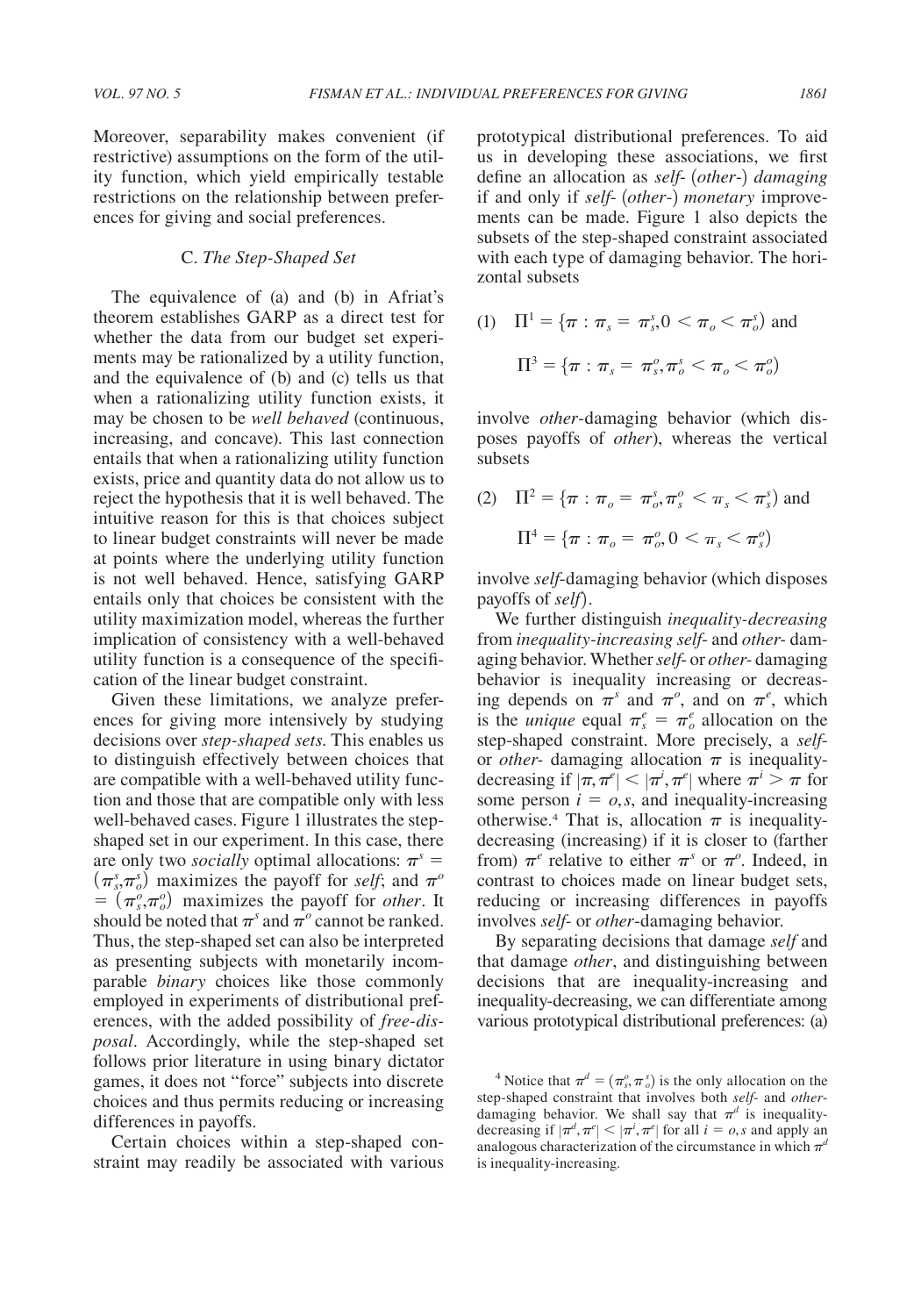Moreover, separability makes convenient (if restrictive) assumptions on the form of the utility function, which yield empirically testable restrictions on the relationship between preferences for giving and social preferences.

### C. *The Step-Shaped Set*

The equivalence of (a) and (b) in Afriat's theorem establishes GARP as a direct test for whether the data from our budget set experiments may be rationalized by a utility function, and the equivalence of (b) and (c) tells us that when a rationalizing utility function exists, it may be chosen to be *well behaved* (continuous, increasing, and concave). This last connection entails that when a rationalizing utility function exists, price and quantity data do not allow us to reject the hypothesis that it is well behaved. The intuitive reason for this is that choices subject to linear budget constraints will never be made at points where the underlying utility function is not well behaved. Hence, satisfying GARP entails only that choices be consistent with the utility maximization model, whereas the further implication of consistency with a well-behaved utility function is a consequence of the specification of the linear budget constraint.

Given these limitations, we analyze preferences for giving more intensively by studying decisions over *step-shaped sets*. This enables us to distinguish effectively between choices that are compatible with a well-behaved utility function and those that are compatible only with less well-behaved cases. Figure 1 illustrates the step-shaped set in our experiment. In this case, there are only two *socially* optimal allocations: $\pi^s = (\pi^s_s, \pi^s_o)$ maximizes the payoff for *self*; and $\pi^o = (\pi^o_s, \pi^o_o)$ maximizes the payoff for *other*. It should be noted that $\pi^s$ and $\pi^o$ cannot be ranked. Thus, the step-shaped set can also be interpreted as presenting subjects with monetarily incomparable *binary* choices like those commonly employed in experiments of distributional preferences, with the added possibility of *free-disposal*. Accordingly, while the step-shaped set follows prior literature in using binary dictator games, it does not "force" subjects into discrete choices and thus permits reducing or increasing differences in payoffs.

Certain choices within a step-shaped constraint may readily be associated with various prototypical distributional preferences. To aid us in developing these associations, we first define an allocation as *self-* (*other-*) *damaging* if and only if *self-* (*other-*) *monetary* improvements can be made. Figure 1 also depicts the subsets of the step-shaped constraint associated with each type of damaging behavior. The horizontal subsets

$$(1) \quad \Pi^1 = \{\pi : \pi_s = \pi^s_s, 0 < \pi_o < \pi^s_o) \text{ and}$$

$$\Pi^3 = \{\pi : \pi_s = \pi^o_s, \pi^s_o < \pi_o < \pi^o_o)$$

involve *other*-damaging behavior (which disposes payoffs of *other*), whereas the vertical subsets

$$(2) \quad \Pi^2 = \{\pi : \pi_o = \pi^s_o, \pi^o_s < \pi_s < \pi^s_s) \text{ and}$$

$$\Pi^4 = \{\pi : \pi_o = \pi^o_o, 0 < \pi_s < \pi^o_s)$$

involve *self*-damaging behavior (which disposes payoffs of *self*).

We further distinguish *inequality-decreasing* from *inequality-increasing self-* and *other-* damaging behavior. Whether *self-* or *other-* damaging behavior is inequality increasing or decreasing depends on $\pi^s$ and $\pi^o$, and on $\pi^e$, which is the *unique* equal $\pi^e_s = \pi^e_o$ allocation on the step-shaped constraint. More precisely, a *self-* or *other-* damaging allocation $\pi$ is inequality-decreasing if $|\pi, \pi^e| < |\pi^i, \pi^e|$ where $\pi^i > \pi$ for some person $i = o, s$, and inequality-increasing otherwise.[4] That is, allocation $\pi$ is inequality-decreasing (increasing) if it is closer to (farther from) $\pi^e$ relative to either $\pi^s$ or $\pi^o$. Indeed, in contrast to choices made on linear budget sets, reducing or increasing differences in payoffs involves *self-* or *other*-damaging behavior.

By separating decisions that damage *self* and that damage *other*, and distinguishing between decisions that are inequality-increasing and inequality-decreasing, we can differentiate among various prototypical distributional preferences: (a)

[4] Notice that $\pi^d = (\pi^o_s, \pi^s_o)$ is the only allocation on the step-shaped constraint that involves both *self-* and *other-*damaging behavior. We shall say that $\pi^d$ is inequality-decreasing if $|\pi^d, \pi^e| < |\pi^i, \pi^e|$ for all $i = o, s$ and apply an analogous characterization of the circumstance in which $\pi^d$ is inequality-increasing.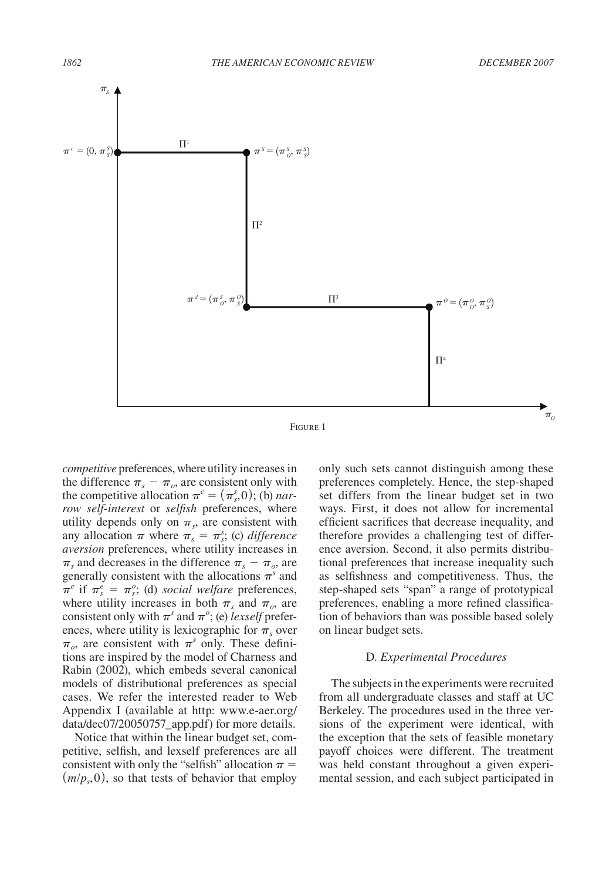Figure 1

*competitive* preferences, where utility increases in the difference $\pi_s - \pi_o$, are consistent only with the competitive allocation $\pi^c = (\pi_s^s, 0)$; (b) *narrow self-interest* or *selfish* preferences, where utility depends only on $\pi_s$, are consistent with any allocation $\pi$ where $\pi_s = \pi_s^s$; (c) *difference aversion* preferences, where utility increases in $\pi_s$ and decreases in the difference $\pi_s - \pi_o$, are generally consistent with the allocations $\pi^s$ and $\pi^e$ if $\pi_s^e = \pi_s^o$; (d) *social welfare* preferences, where utility increases in both $\pi_s$ and $\pi_o$, are consistent only with $\pi^s$ and $\pi^o$; (e) *lexself* preferences, where utility is lexicographic for $\pi_s$ over $\pi_o$, are consistent with $\pi^s$ only. These definitions are inspired by the model of Charness and Rabin (2002), which embeds several canonical models of distributional preferences as special cases. We refer the interested reader to Web Appendix I (available at http: www.e-aer.org/data/dec07/20050757_app.pdf) for more details.

Notice that within the linear budget set, competitive, selfish, and lexself preferences are all consistent with only the "selfish" allocation $\pi = (m/p_s, 0)$, so that tests of behavior that employ only such sets cannot distinguish among these preferences completely. Hence, the step-shaped set differs from the linear budget set in two ways. First, it does not allow for incremental efficient sacrifices that decrease inequality, and therefore provides a challenging test of difference aversion. Second, it also permits distributional preferences that increase inequality such as selfishness and competitiveness. Thus, the step-shaped sets "span" a range of prototypical preferences, enabling a more refined classification of behaviors than was possible based solely on linear budget sets.

### D. *Experimental Procedures*

The subjects in the experiments were recruited from all undergraduate classes and staff at UC Berkeley. The procedures used in the three versions of the experiment were identical, with the exception that the sets of feasible monetary payoff choices were different. The treatment was held constant throughout a given experimental session, and each subject participated in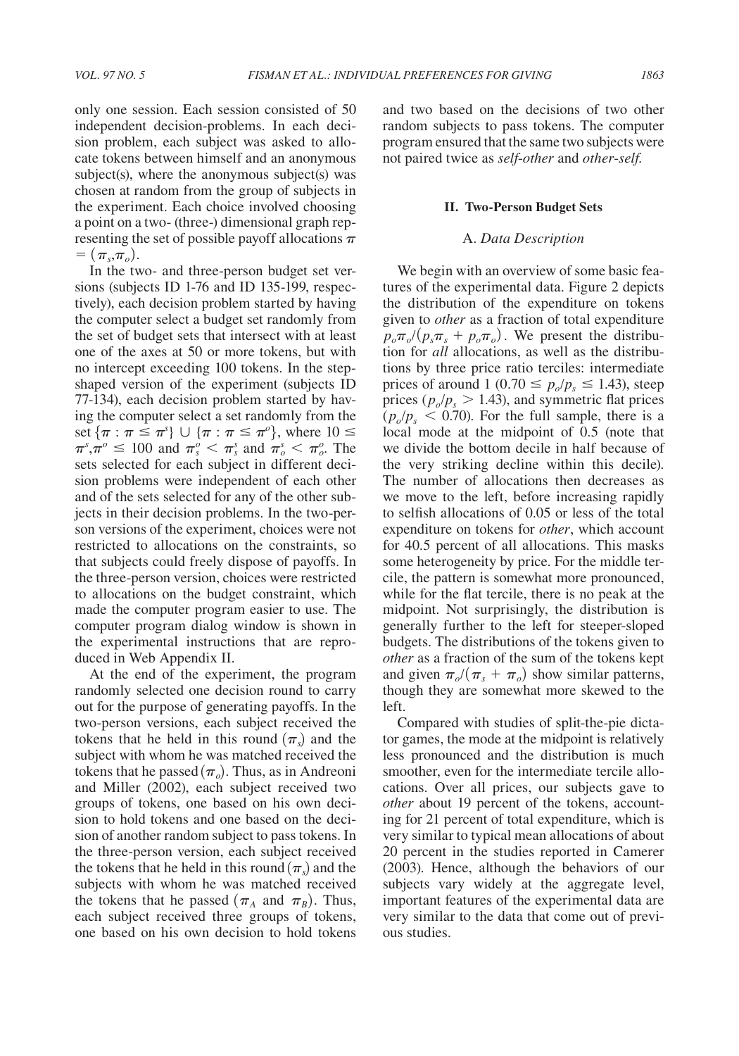only one session. Each session consisted of 50 independent decision-problems. In each decision problem, each subject was asked to allocate tokens between himself and an anonymous subject(s), where the anonymous subject(s) was chosen at random from the group of subjects in the experiment. Each choice involved choosing a point on a two- (three-) dimensional graph representing the set of possible payoff allocations $\pi = (\pi_s, \pi_o)$.

In the two- and three-person budget set versions (subjects ID 1-76 and ID 135-199, respectively), each decision problem started by having the computer select a budget set randomly from the set of budget sets that intersect with at least one of the axes at 50 or more tokens, but with no intercept exceeding 100 tokens. In the step-shaped version of the experiment (subjects ID 77-134), each decision problem started by having the computer select a set randomly from the set $\{\pi : \pi \leq \pi^s\} \cup \{\pi : \pi \leq \pi^o\}$, where $10 \leq \pi^s, \pi^o \leq 100$ and $\pi_s^o < \pi_s^s$ and $\pi_o^s < \pi_o^o$. The sets selected for each subject in different decision problems were independent of each other and of the sets selected for any of the other subjects in their decision problems. In the two-person versions of the experiment, choices were not restricted to allocations on the constraints, so that subjects could freely dispose of payoffs. In the three-person version, choices were restricted to allocations on the budget constraint, which made the computer program easier to use. The computer program dialog window is shown in the experimental instructions that are reproduced in Web Appendix II.

At the end of the experiment, the program randomly selected one decision round to carry out for the purpose of generating payoffs. In the two-person versions, each subject received the tokens that he held in this round $(\pi_s)$ and the subject with whom he was matched received the tokens that he passed $(\pi_o)$. Thus, as in Andreoni and Miller (2002), each subject received two groups of tokens, one based on his own decision to hold tokens and one based on the decision of another random subject to pass tokens. In the three-person version, each subject received the tokens that he held in this round $(\pi_s)$ and the subjects with whom he was matched received the tokens that he passed $(\pi_A$ and $\pi_B)$. Thus, each subject received three groups of tokens, one based on his own decision to hold tokens and two based on the decisions of two other random subjects to pass tokens. The computer program ensured that the same two subjects were not paired twice as *self-other* and *other-self*.

## II. Two-Person Budget Sets

### A. *Data Description*

We begin with an overview of some basic features of the experimental data. Figure 2 depicts the distribution of the expenditure on tokens given to *other* as a fraction of total expenditure $p_o\pi_o/(p_s\pi_s + p_o\pi_o)$. We present the distribution for *all* allocations, as well as the distributions by three price ratio terciles: intermediate prices of around 1 $(0.70 \leq p_o/p_s \leq 1.43)$, steep prices $(p_o/p_s > 1.43)$, and symmetric flat prices $(p_o/p_s < 0.70)$. For the full sample, there is a local mode at the midpoint of 0.5 (note that we divide the bottom decile in half because of the very striking decline within this decile). The number of allocations then decreases as we move to the left, before increasing rapidly to selfish allocations of 0.05 or less of the total expenditure on tokens for *other*, which account for 40.5 percent of all allocations. This masks some heterogeneity by price. For the middle tercile, the pattern is somewhat more pronounced, while for the flat tercile, there is no peak at the midpoint. Not surprisingly, the distribution is generally further to the left for steeper-sloped budgets. The distributions of the tokens given to *other* as a fraction of the sum of the tokens kept and given $\pi_o/(\pi_s + \pi_o)$ show similar patterns, though they are somewhat more skewed to the left.

Compared with studies of split-the-pie dictator games, the mode at the midpoint is relatively less pronounced and the distribution is much smoother, even for the intermediate tercile allocations. Over all prices, our subjects gave to *other* about 19 percent of the tokens, accounting for 21 percent of total expenditure, which is very similar to typical mean allocations of about 20 percent in the studies reported in Camerer (2003). Hence, although the behaviors of our subjects vary widely at the aggregate level, important features of the experimental data are very similar to the data that come out of previous studies.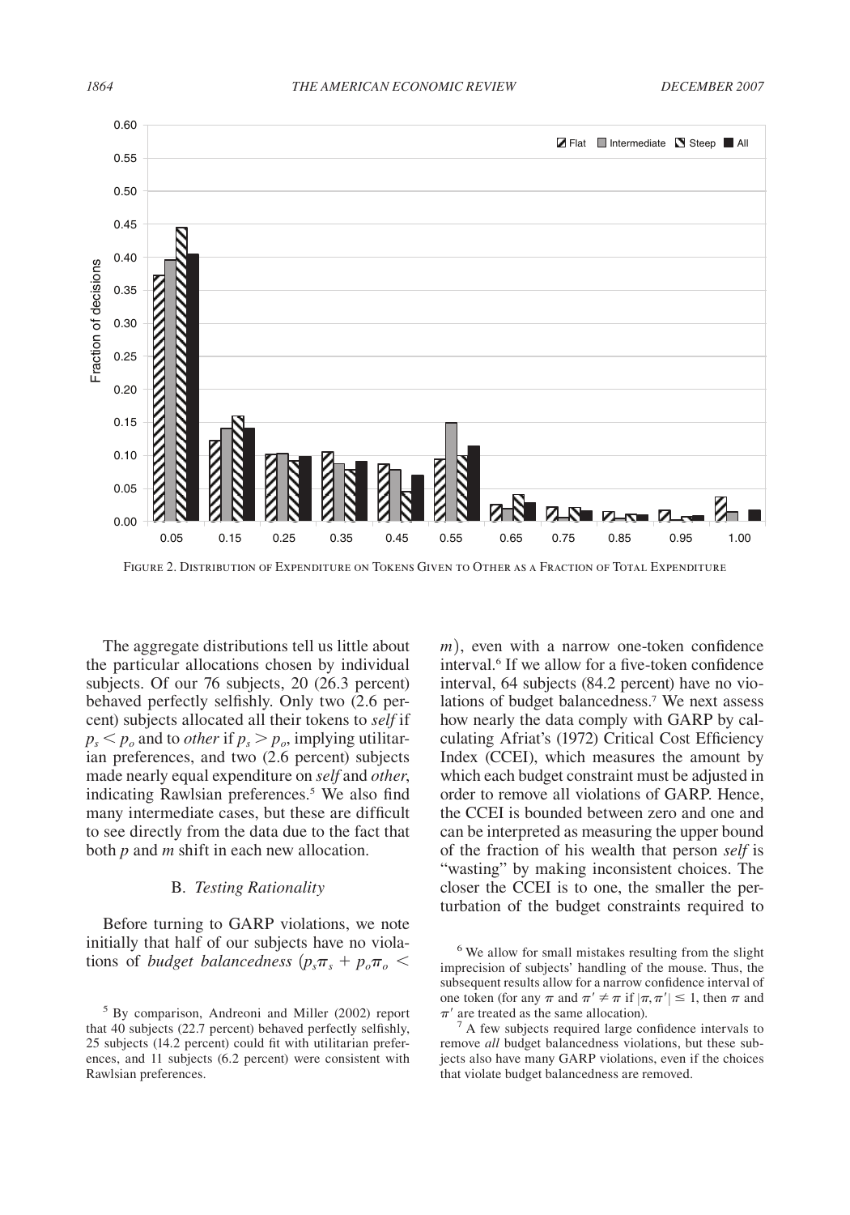FIGURE 2. DISTRIBUTION OF EXPENDITURE ON TOKENS GIVEN TO OTHER AS A FRACTION OF TOTAL EXPENDITURE

The aggregate distributions tell us little about the particular allocations chosen by individual subjects. Of our 76 subjects, 20 (26.3 percent) behaved perfectly selfishly. Only two (2.6 percent) subjects allocated all their tokens to *self* if $p_s < p_o$ and to *other* if $p_s > p_o$, implying utilitarian preferences, and two (2.6 percent) subjects made nearly equal expenditure on *self* and *other*, indicating Rawlsian preferences.[5] We also find many intermediate cases, but these are difficult to see directly from the data due to the fact that both $p$ and $m$ shift in each new allocation.

### B. *Testing Rationality*

Before turning to GARP violations, we note initially that half of our subjects have no violations of *budget balancedness* $(p_s\pi_s + p_o\pi_o < m)$, even with a narrow one-token confidence interval.[6] If we allow for a five-token confidence interval, 64 subjects (84.2 percent) have no violations of budget balancedness.[7] We next assess how nearly the data comply with GARP by calculating Afriat's (1972) Critical Cost Efficiency Index (CCEI), which measures the amount by which each budget constraint must be adjusted in order to remove all violations of GARP. Hence, the CCEI is bounded between zero and one and can be interpreted as measuring the upper bound of the fraction of his wealth that person *self* is "wasting" by making inconsistent choices. The closer the CCEI is to one, the smaller the perturbation of the budget constraints required to

[5] By comparison, Andreoni and Miller (2002) report that 40 subjects (22.7 percent) behaved perfectly selfishly, 25 subjects (14.2 percent) could fit with utilitarian preferences, and 11 subjects (6.2 percent) were consistent with Rawlsian preferences.

[6] We allow for small mistakes resulting from the slight imprecision of subjects' handling of the mouse. Thus, the subsequent results allow for a narrow confidence interval of one token (for any $\pi$ and $\pi' \neq \pi$ if $|\pi, \pi'| \leq 1$, then $\pi$ and $\pi'$ are treated as the same allocation).

[7] A few subjects required large confidence intervals to remove *all* budget balancedness violations, but these subjects also have many GARP violations, even if the choices that violate budget balancedness are removed.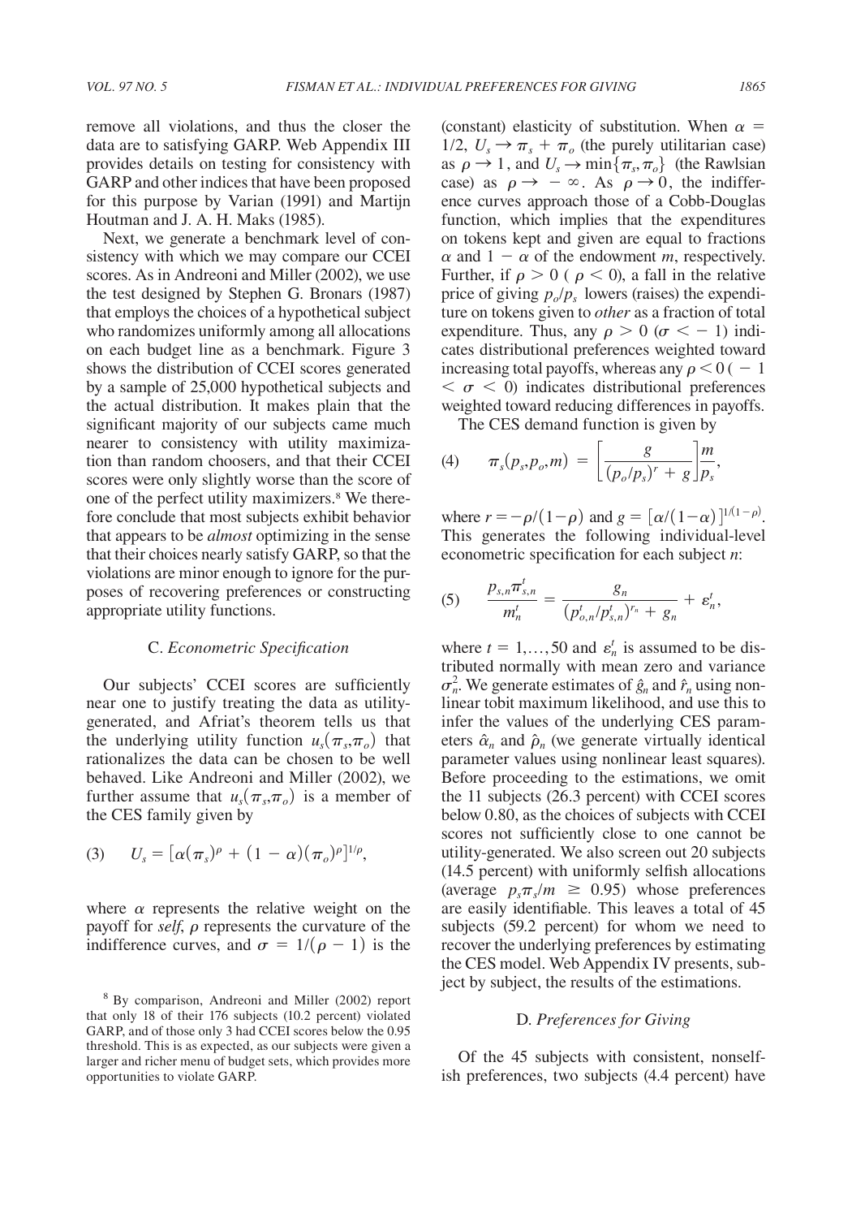remove all violations, and thus the closer the data are to satisfying GARP. Web Appendix III provides details on testing for consistency with GARP and other indices that have been proposed for this purpose by Varian (1991) and Martijn Houtman and J. A. H. Maks (1985).

Next, we generate a benchmark level of consistency with which we may compare our CCEI scores. As in Andreoni and Miller (2002), we use the test designed by Stephen G. Bronars (1987) that employs the choices of a hypothetical subject who randomizes uniformly among all allocations on each budget line as a benchmark. Figure 3 shows the distribution of CCEI scores generated by a sample of 25,000 hypothetical subjects and the actual distribution. It makes plain that the significant majority of our subjects came much nearer to consistency with utility maximization than random choosers, and that their CCEI scores were only slightly worse than the score of one of the perfect utility maximizers.[8] We therefore conclude that most subjects exhibit behavior that appears to be *almost* optimizing in the sense that their choices nearly satisfy GARP, so that the violations are minor enough to ignore for the purposes of recovering preferences or constructing appropriate utility functions.

### C. *Econometric Specification*

Our subjects' CCEI scores are sufficiently near one to justify treating the data as utility-generated, and Afriat's theorem tells us that the underlying utility function $u_s(\pi_s, \pi_o)$ that rationalizes the data can be chosen to be well behaved. Like Andreoni and Miller (2002), we further assume that $u_s(\pi_s, \pi_o)$ is a member of the CES family given by

$$U_s = [\alpha(\pi_s)^\rho + (1 - \alpha)(\pi_o)^\rho]^{1/\rho}, \tag{3}$$

where $\alpha$ represents the relative weight on the payoff for *self*, $\rho$ represents the curvature of the indifference curves, and $\sigma = 1/(\rho - 1)$ is the (constant) elasticity of substitution. When $\alpha = 1/2$, $U_s \to \pi_s + \pi_o$ (the purely utilitarian case) as $\rho \to 1$, and $U_s \to \min\{\pi_s, \pi_o\}$ (the Rawlsian case) as $\rho \to -\infty$. As $\rho \to 0$, the indifference curves approach those of a Cobb-Douglas function, which implies that the expenditures on tokens kept and given are equal to fractions $\alpha$ and $1 - \alpha$ of the endowment $m$, respectively. Further, if $\rho > 0$ ($\rho < 0$), a fall in the relative price of giving $p_o/p_s$ lowers (raises) the expenditure on tokens given to *other* as a fraction of total expenditure. Thus, any $\rho > 0$ ($\sigma < -1$) indicates distributional preferences weighted toward increasing total payoffs, whereas any $\rho < 0$ ($-1 < \sigma < 0$) indicates distributional preferences weighted toward reducing differences in payoffs.

The CES demand function is given by

$$\pi_s(p_s, p_o, m) = \left[\frac{g}{(p_o/p_s)^r + g}\right]\frac{m}{p_s}, \tag{4}$$

where $r = -\rho/(1-\rho)$ and $g = [\alpha/(1-\alpha)]^{1/(1-\rho)}$. This generates the following individual-level econometric specification for each subject $n$:

$$\frac{p_{s,n}\pi_{s,n}^t}{m_n^t} = \frac{g_n}{(p_{o,n}^t/p_{s,n}^t)^{r_n} + g_n} + \varepsilon_n^t, \tag{5}$$

where $t = 1, \ldots, 50$ and $\varepsilon_n^t$ is assumed to be distributed normally with mean zero and variance $\sigma_n^2$. We generate estimates of $\hat{g}_n$ and $\hat{r}_n$ using nonlinear tobit maximum likelihood, and use this to infer the values of the underlying CES parameters $\hat{\alpha}_n$ and $\hat{\rho}_n$ (we generate virtually identical parameter values using nonlinear least squares). Before proceeding to the estimations, we omit the 11 subjects (26.3 percent) with CCEI scores below 0.80, as the choices of subjects with CCEI scores not sufficiently close to one cannot be utility-generated. We also screen out 20 subjects (14.5 percent) with uniformly selfish allocations (average $p_s\pi_s/m \geq 0.95$) whose preferences are easily identifiable. This leaves a total of 45 subjects (59.2 percent) for whom we need to recover the underlying preferences by estimating the CES model. Web Appendix IV presents, subject by subject, the results of the estimations.

### D. *Preferences for Giving*

Of the 45 subjects with consistent, nonselfish preferences, two subjects (4.4 percent) have

[8] By comparison, Andreoni and Miller (2002) report that only 18 of their 176 subjects (10.2 percent) violated GARP, and of those only 3 had CCEI scores below the 0.95 threshold. This is as expected, as our subjects were given a larger and richer menu of budget sets, which provides more opportunities to violate GARP.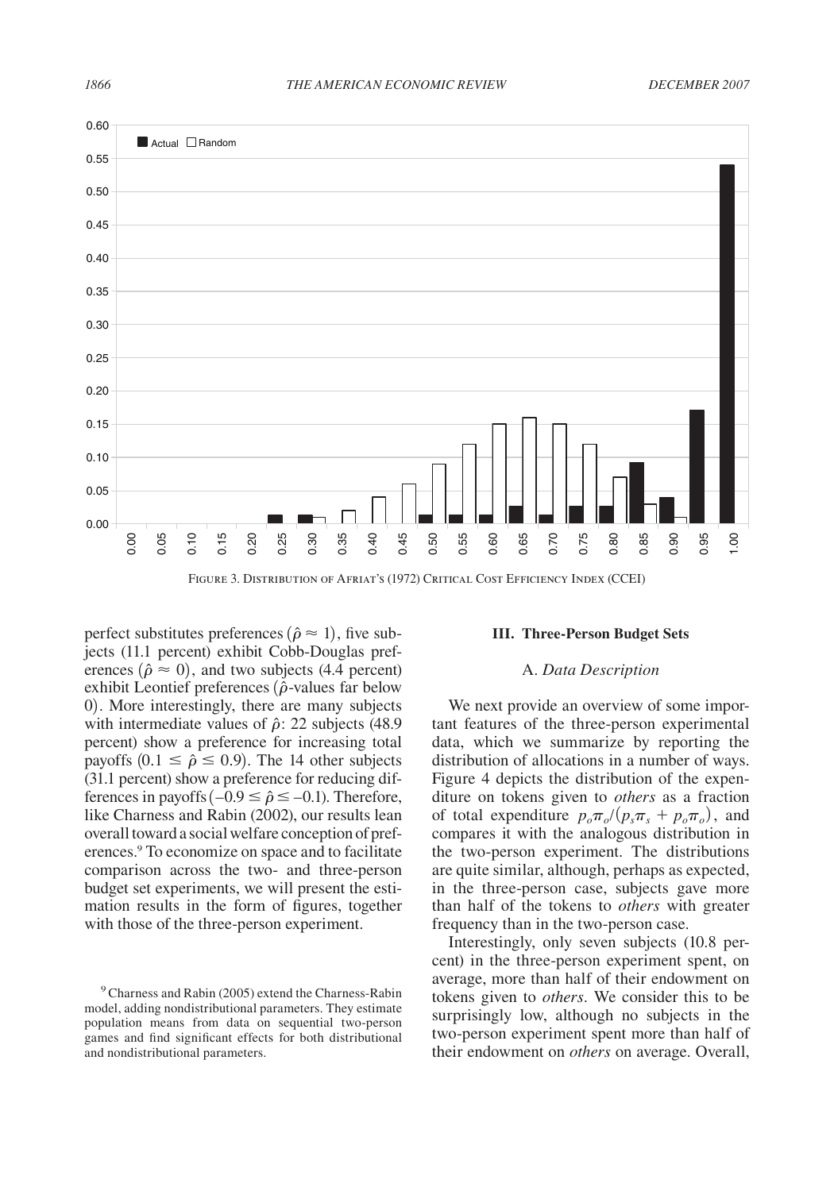FIGURE 3. DISTRIBUTION OF AFRIAT'S (1972) CRITICAL COST EFFICIENCY INDEX (CCEI)

perfect substitutes preferences ($\hat{\rho} \approx 1$), five subjects (11.1 percent) exhibit Cobb-Douglas preferences ($\hat{\rho} \approx 0$), and two subjects (4.4 percent) exhibit Leontief preferences ($\hat{\rho}$-values far below 0). More interestingly, there are many subjects with intermediate values of $\hat{\rho}$: 22 subjects (48.9 percent) show a preference for increasing total payoffs ($0.1 \leq \hat{\rho} \leq 0.9$). The 14 other subjects (31.1 percent) show a preference for reducing differences in payoffs ($-0.9 \leq \hat{\rho} \leq -0.1$). Therefore, like Charness and Rabin (2002), our results lean overall toward a social welfare conception of preferences.[9] To economize on space and to facilitate comparison across the two- and three-person budget set experiments, we will present the estimation results in the form of figures, together with those of the three-person experiment.

## III. Three-Person Budget Sets

### A. *Data Description*

We next provide an overview of some important features of the three-person experimental data, which we summarize by reporting the distribution of allocations in a number of ways. Figure 4 depicts the distribution of the expenditure on tokens given to *others* as a fraction of total expenditure $p_o\pi_o/(p_s\pi_s + p_o\pi_o)$, and compares it with the analogous distribution in the two-person experiment. The distributions are quite similar, although, perhaps as expected, in the three-person case, subjects gave more than half of the tokens to *others* with greater frequency than in the two-person case.

Interestingly, only seven subjects (10.8 percent) in the three-person experiment spent, on average, more than half of their endowment on tokens given to *others*. We consider this to be surprisingly low, although no subjects in the two-person experiment spent more than half of their endowment on *others* on average. Overall,

[9] Charness and Rabin (2005) extend the Charness-Rabin model, adding nondistributional parameters. They estimate population means from data on sequential two-person games and find significant effects for both distributional and nondistributional parameters.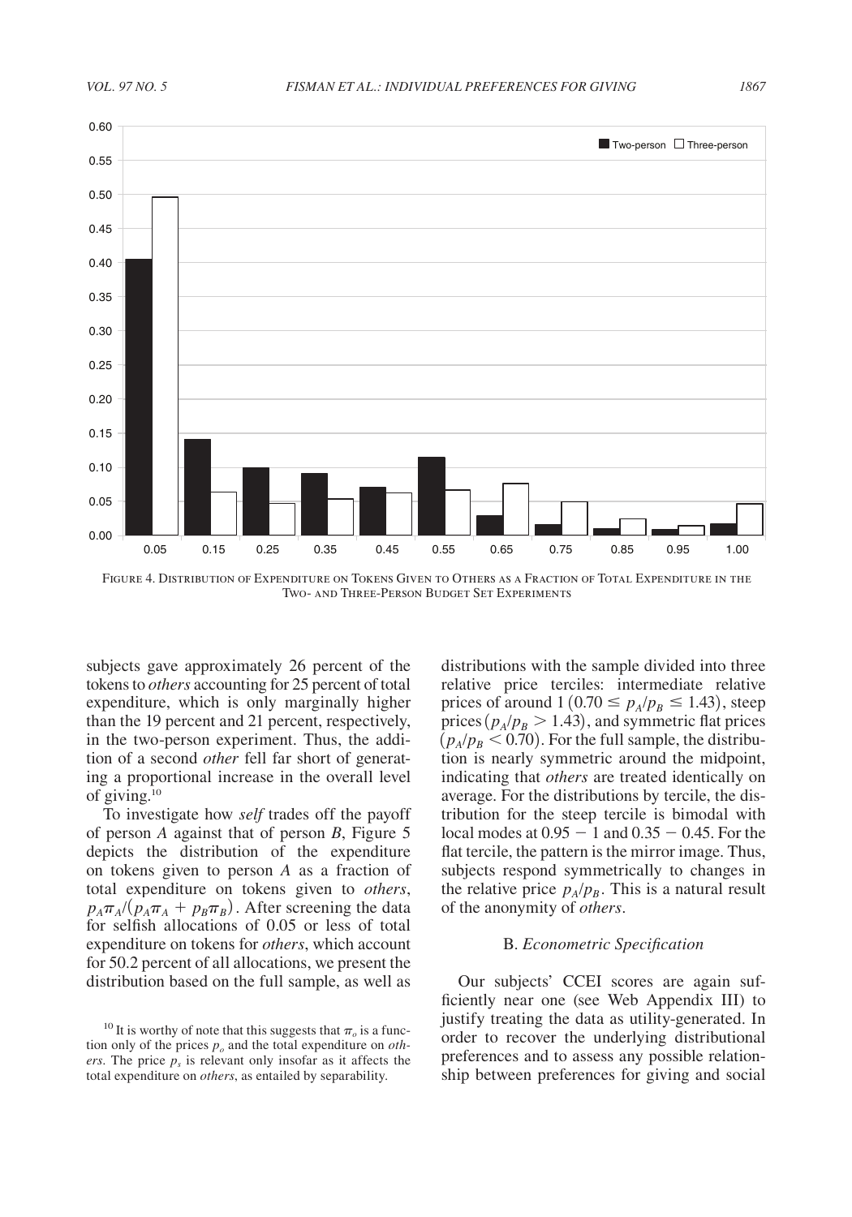FIGURE 4. DISTRIBUTION OF EXPENDITURE ON TOKENS GIVEN TO OTHERS AS A FRACTION OF TOTAL EXPENDITURE IN THE TWO- AND THREE-PERSON BUDGET SET EXPERIMENTS

subjects gave approximately 26 percent of the tokens to *others* accounting for 25 percent of total expenditure, which is only marginally higher than the 19 percent and 21 percent, respectively, in the two-person experiment. Thus, the addition of a second *other* fell far short of generating a proportional increase in the overall level of giving.[10]

To investigate how *self* trades off the payoff of person $A$ against that of person $B$, Figure 5 depicts the distribution of the expenditure on tokens given to person $A$ as a fraction of total expenditure on tokens given to *others*, $p_A\pi_A/(p_A\pi_A + p_B\pi_B)$. After screening the data for selfish allocations of 0.05 or less of total expenditure on tokens for *others*, which account for 50.2 percent of all allocations, we present the distribution based on the full sample, as well as distributions with the sample divided into three relative price terciles: intermediate relative prices of around 1 $(0.70 \leq p_A/p_B \leq 1.43)$, steep prices $(p_A/p_B > 1.43)$, and symmetric flat prices $(p_A/p_B < 0.70)$. For the full sample, the distribution is nearly symmetric around the midpoint, indicating that *others* are treated identically on average. For the distributions by tercile, the distribution for the steep tercile is bimodal with local modes at $0.95 - 1$ and $0.35 - 0.45$. For the flat tercile, the pattern is the mirror image. Thus, subjects respond symmetrically to changes in the relative price $p_A/p_B$. This is a natural result of the anonymity of *others*.

### B. *Econometric Specification*

Our subjects' CCEI scores are again sufficiently near one (see Web Appendix III) to justify treating the data as utility-generated. In order to recover the underlying distributional preferences and to assess any possible relationship between preferences for giving and social

[10] It is worthy of note that this suggests that $\pi_o$ is a function only of the prices $p_o$ and the total expenditure on *others*. The price $p_s$ is relevant only insofar as it affects the total expenditure on *others*, as entailed by separability.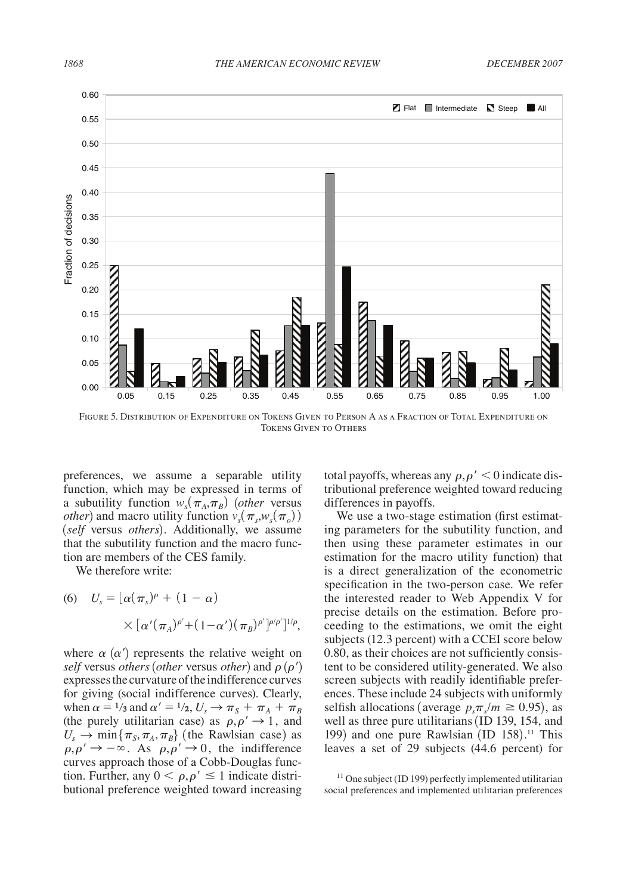FIGURE 5. DISTRIBUTION OF EXPENDITURE ON TOKENS GIVEN TO PERSON A AS A FRACTION OF TOTAL EXPENDITURE ON TOKENS GIVEN TO OTHERS

preferences, we assume a separable utility function, which may be expressed in terms of a subutility function $w_s(\pi_A,\pi_B)$ (*other* versus *other*) and macro utility function $v_s(\pi_s,w_s(\pi_o))$ (*self* versus *others*). Additionally, we assume that the subutility function and the macro function are members of the CES family.

We therefore write:

$$(6) \quad U_s = [\alpha(\pi_s)^{\rho} + (1-\alpha) \times [\alpha'(\pi_A)^{\rho'} + (1-\alpha')(\pi_B)^{\rho'}]^{\rho/\rho'}]^{1/\rho},$$

where $\alpha$ ($\alpha'$) represents the relative weight on *self* versus *others* (*other* versus *other*) and $\rho$ ($\rho'$) expresses the curvature of the indifference curves for giving (social indifference curves). Clearly, when $\alpha = 1/3$ and $\alpha' = 1/2$, $U_s \to \pi_S + \pi_A + \pi_B$ (the purely utilitarian case) as $\rho,\rho' \to 1$, and $U_s \to \min\{\pi_S,\pi_A,\pi_B\}$ (the Rawlsian case) as $\rho,\rho' \to -\infty$. As $\rho,\rho' \to 0$, the indifference curves approach those of a Cobb-Douglas function. Further, any $0 < \rho,\rho' \leq 1$ indicate distributional preference weighted toward increasing total payoffs, whereas any $\rho,\rho' < 0$ indicate distributional preference weighted toward reducing differences in payoffs.

We use a two-stage estimation (first estimating parameters for the subutility function, and then using these parameter estimates in our estimation for the macro utility function) that is a direct generalization of the econometric specification in the two-person case. We refer the interested reader to Web Appendix V for precise details on the estimation. Before proceeding to the estimations, we omit the eight subjects (12.3 percent) with a CCEI score below 0.80, as their choices are not sufficiently consistent to be considered utility-generated. We also screen subjects with readily identifiable preferences. These include 24 subjects with uniformly selfish allocations (average $p_s\pi_s/m \geq 0.95$), as well as three pure utilitarians (ID 139, 154, and 199) and one pure Rawlsian (ID 158).[11] This leaves a set of 29 subjects (44.6 percent) for

[11] One subject (ID 199) perfectly implemented utilitarian social preferences and implemented utilitarian preferences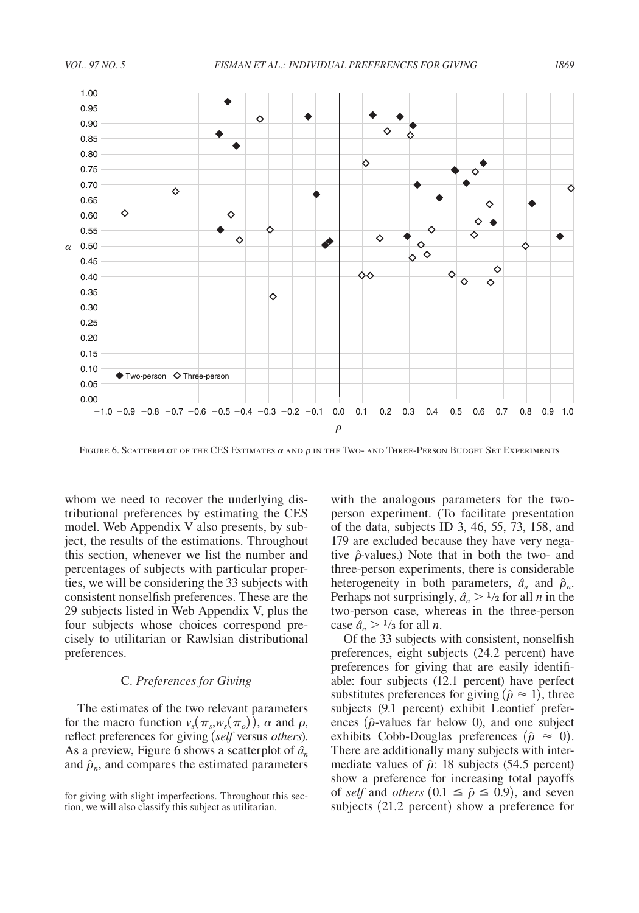FIGURE 6. SCATTERPLOT OF THE CES ESTIMATES $\alpha$ AND $\rho$ IN THE TWO- AND THREE-PERSON BUDGET SET EXPERIMENTS

whom we need to recover the underlying distributional preferences by estimating the CES model. Web Appendix V also presents, by subject, the results of the estimations. Throughout this section, whenever we list the number and percentages of subjects with particular properties, we will be considering the 33 subjects with consistent nonselfish preferences. These are the 29 subjects listed in Web Appendix V, plus the four subjects whose choices correspond precisely to utilitarian or Rawlsian distributional preferences.

### C. *Preferences for Giving*

The estimates of the two relevant parameters for the macro function $v_s(\pi_s, w_s(\pi_o))$, $\alpha$ and $\rho$, reflect preferences for giving (*self* versus *others*). As a preview, Figure 6 shows a scatterplot of $\hat{a}_n$ and $\hat{\rho}_n$, and compares the estimated parameters with the analogous parameters for the two-person experiment. (To facilitate presentation of the data, subjects ID 3, 46, 55, 73, 158, and 179 are excluded because they have very negative $\hat{\rho}$-values.) Note that in both the two- and three-person experiments, there is considerable heterogeneity in both parameters, $\hat{a}_n$ and $\hat{\rho}_n$. Perhaps not surprisingly, $\hat{a}_n > 1/2$ for all $n$ in the two-person case, whereas in the three-person case $\hat{a}_n > 1/3$ for all $n$.

Of the 33 subjects with consistent, nonselfish preferences, eight subjects (24.2 percent) have preferences for giving that are easily identifiable: four subjects (12.1 percent) have perfect substitutes preferences for giving ($\hat{\rho} \approx 1$), three subjects (9.1 percent) exhibit Leontief preferences ($\hat{\rho}$-values far below 0), and one subject exhibits Cobb-Douglas preferences ($\hat{\rho} \approx 0$). There are additionally many subjects with intermediate values of $\hat{\rho}$: 18 subjects (54.5 percent) show a preference for increasing total payoffs of *self* and *others* ($0.1 \leq \hat{\rho} \leq 0.9$), and seven subjects (21.2 percent) show a preference for

for giving with slight imperfections. Throughout this section, we will also classify this subject as utilitarian.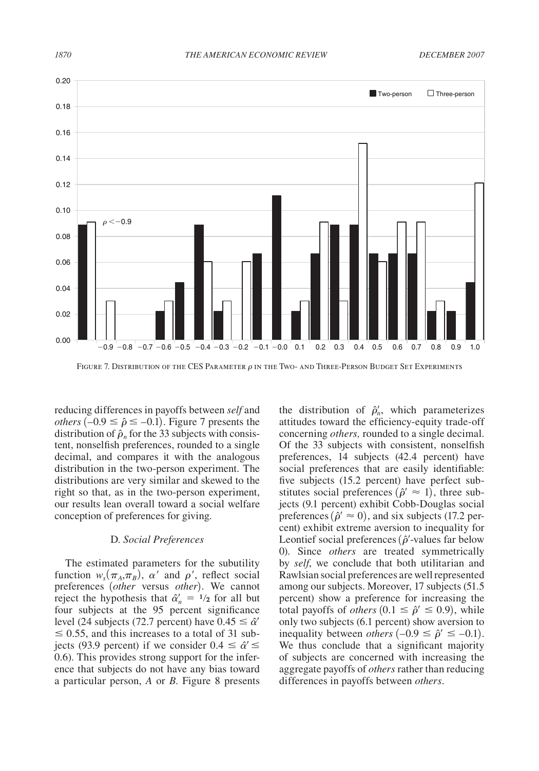FIGURE 7. DISTRIBUTION OF THE CES PARAMETER $\rho$ IN THE TWO- AND THREE-PERSON BUDGET SET EXPERIMENTS

reducing differences in payoffs between *self* and *others* $(-0.9 \leq \hat{\rho} \leq -0.1)$. Figure 7 presents the distribution of $\hat{\rho}_n$ for the 33 subjects with consistent, nonselfish preferences, rounded to a single decimal, and compares it with the analogous distribution in the two-person experiment. The distributions are very similar and skewed to the right so that, as in the two-person experiment, our results lean overall toward a social welfare conception of preferences for giving.

### D. *Social Preferences*

The estimated parameters for the subutility function $w_s(\pi_A, \pi_B)$, $\alpha'$ and $\rho'$, reflect social preferences (*other* versus *other*). We cannot reject the hypothesis that $\hat{\alpha}'_n = 1/2$ for all but four subjects at the 95 percent significance level (24 subjects (72.7 percent) have $0.45 \leq \hat{\alpha}' \leq 0.55$, and this increases to a total of 31 subjects (93.9 percent) if we consider $0.4 \leq \hat{\alpha}' \leq 0.6$). This provides strong support for the inference that subjects do not have any bias toward a particular person, *A* or *B*. Figure 8 presents the distribution of $\hat{\rho}'_n$, which parameterizes attitudes toward the efficiency-equity trade-off concerning *others,* rounded to a single decimal. Of the 33 subjects with consistent, nonselfish preferences, 14 subjects (42.4 percent) have social preferences that are easily identifiable: five subjects (15.2 percent) have perfect substitutes social preferences $(\hat{\rho}' \approx 1)$, three subjects (9.1 percent) exhibit Cobb-Douglas social preferences $(\hat{\rho}' \approx 0)$, and six subjects (17.2 percent) exhibit extreme aversion to inequality for Leontief social preferences ($\hat{\rho}'$-values far below 0). Since *others* are treated symmetrically by *self*, we conclude that both utilitarian and Rawlsian social preferences are well represented among our subjects. Moreover, 17 subjects (51.5 percent) show a preference for increasing the total payoffs of *others* $(0.1 \leq \hat{\rho}' \leq 0.9)$, while only two subjects (6.1 percent) show aversion to inequality between *others* $(-0.9 \leq \hat{\rho}' \leq -0.1)$. We thus conclude that a significant majority of subjects are concerned with increasing the aggregate payoffs of *others* rather than reducing differences in payoffs between *others*.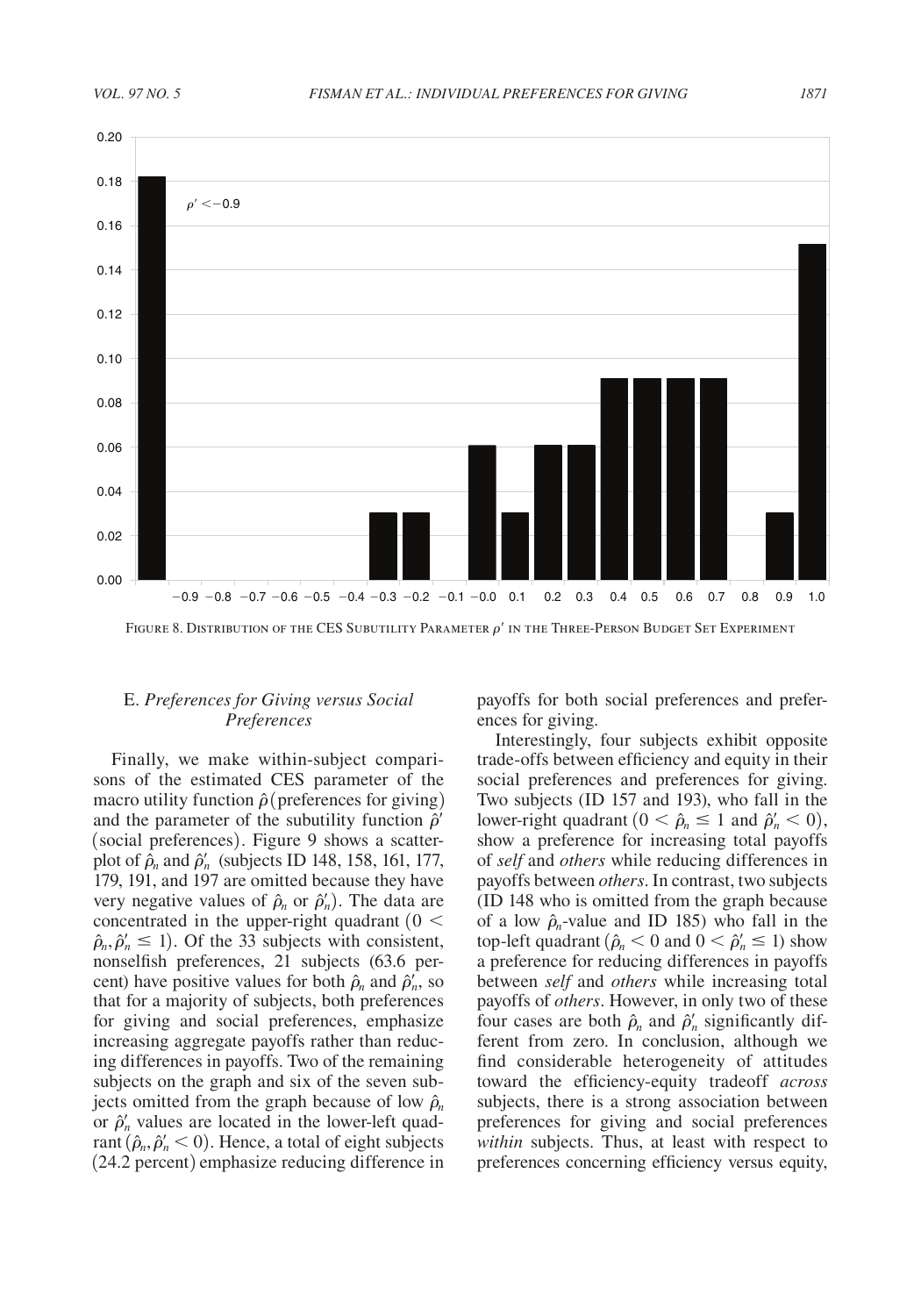FIGURE 8. DISTRIBUTION OF THE CES SUBUTILITY PARAMETER $\rho'$ IN THE THREE-PERSON BUDGET SET EXPERIMENT

### E. *Preferences for Giving versus Social Preferences*

Finally, we make within-subject comparisons of the estimated CES parameter of the macro utility function $\hat{\rho}$ (preferences for giving) and the parameter of the subutility function $\hat{\rho}'$ (social preferences). Figure 9 shows a scatterplot of $\hat{\rho}_n$ and $\hat{\rho}'_n$ (subjects ID 148, 158, 161, 177, 179, 191, and 197 are omitted because they have very negative values of $\hat{\rho}_n$ or $\hat{\rho}'_n$). The data are concentrated in the upper-right quadrant ($0 < \hat{\rho}_n, \hat{\rho}'_n \leq 1$). Of the 33 subjects with consistent, nonselfish preferences, 21 subjects (63.6 percent) have positive values for both $\hat{\rho}_n$ and $\hat{\rho}'_n$, so that for a majority of subjects, both preferences for giving and social preferences, emphasize increasing aggregate payoffs rather than reducing differences in payoffs. Two of the remaining subjects on the graph and six of the seven subjects omitted from the graph because of low $\hat{\rho}_n$ or $\hat{\rho}'_n$ values are located in the lower-left quadrant ($\hat{\rho}_n, \hat{\rho}'_n < 0$). Hence, a total of eight subjects (24.2 percent) emphasize reducing difference in payoffs for both social preferences and preferences for giving.

Interestingly, four subjects exhibit opposite trade-offs between efficiency and equity in their social preferences and preferences for giving. Two subjects (ID 157 and 193), who fall in the lower-right quadrant ($0 < \hat{\rho}_n \leq 1$ and $\hat{\rho}'_n < 0$), show a preference for increasing total payoffs of *self* and *others* while reducing differences in payoffs between *others*. In contrast, two subjects (ID 148 who is omitted from the graph because of a low $\hat{\rho}_n$-value and ID 185) who fall in the top-left quadrant ($\hat{\rho}_n < 0$ and $0 < \hat{\rho}'_n \leq 1$) show a preference for reducing differences in payoffs between *self* and *others* while increasing total payoffs of *others*. However, in only two of these four cases are both $\hat{\rho}_n$ and $\hat{\rho}'_n$ significantly different from zero. In conclusion, although we find considerable heterogeneity of attitudes toward the efficiency-equity tradeoff *across* subjects, there is a strong association between preferences for giving and social preferences *within* subjects. Thus, at least with respect to preferences concerning efficiency versus equity,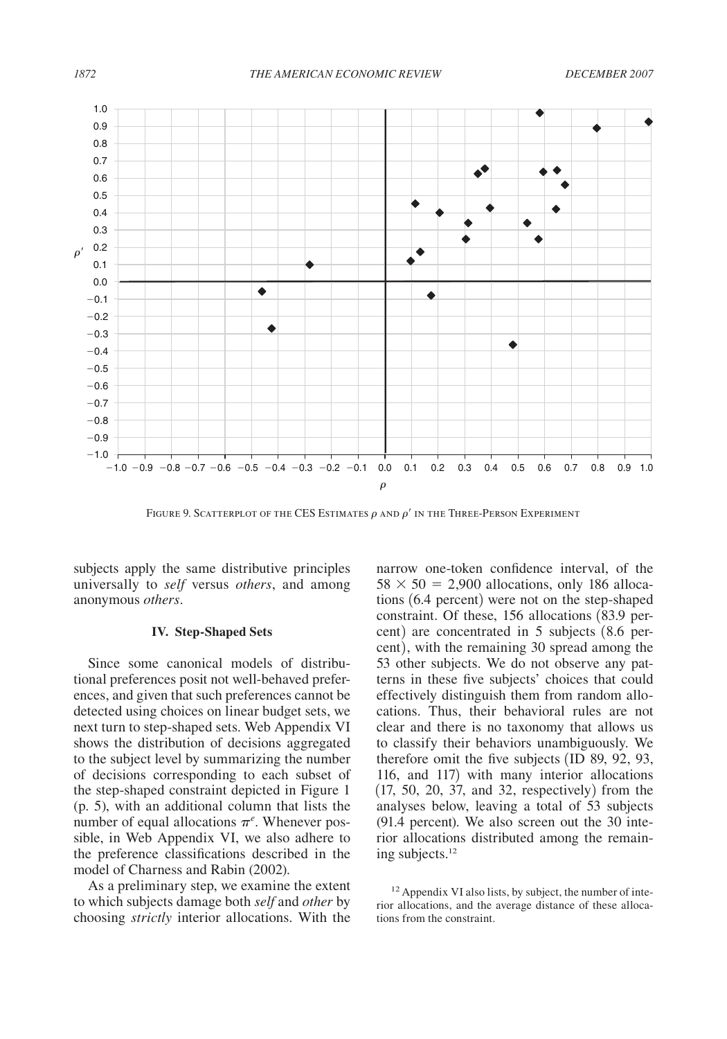FIGURE 9. SCATTERPLOT OF THE CES ESTIMATES $\rho$ AND $\rho'$ IN THE THREE-PERSON EXPERIMENT

subjects apply the same distributive principles universally to *self* versus *others*, and among anonymous *others*.

## IV. Step-Shaped Sets

Since some canonical models of distributional preferences posit not well-behaved preferences, and given that such preferences cannot be detected using choices on linear budget sets, we next turn to step-shaped sets. Web Appendix VI shows the distribution of decisions aggregated to the subject level by summarizing the number of decisions corresponding to each subset of the step-shaped constraint depicted in Figure 1 (p. 5), with an additional column that lists the number of equal allocations $\pi^e$. Whenever possible, in Web Appendix VI, we also adhere to the preference classifications described in the model of Charness and Rabin (2002).

As a preliminary step, we examine the extent to which subjects damage both *self* and *other* by choosing *strictly* interior allocations. With the narrow one-token confidence interval, of the $58 \times 50 = 2{,}900$ allocations, only 186 allocations (6.4 percent) were not on the step-shaped constraint. Of these, 156 allocations (83.9 percent) are concentrated in 5 subjects (8.6 percent), with the remaining 30 spread among the 53 other subjects. We do not observe any patterns in these five subjects' choices that could effectively distinguish them from random allocations. Thus, their behavioral rules are not clear and there is no taxonomy that allows us to classify their behaviors unambiguously. We therefore omit the five subjects (ID 89, 92, 93, 116, and 117) with many interior allocations (17, 50, 20, 37, and 32, respectively) from the analyses below, leaving a total of 53 subjects (91.4 percent). We also screen out the 30 interior allocations distributed among the remaining subjects.[12]

[12] Appendix VI also lists, by subject, the number of interior allocations, and the average distance of these allocations from the constraint.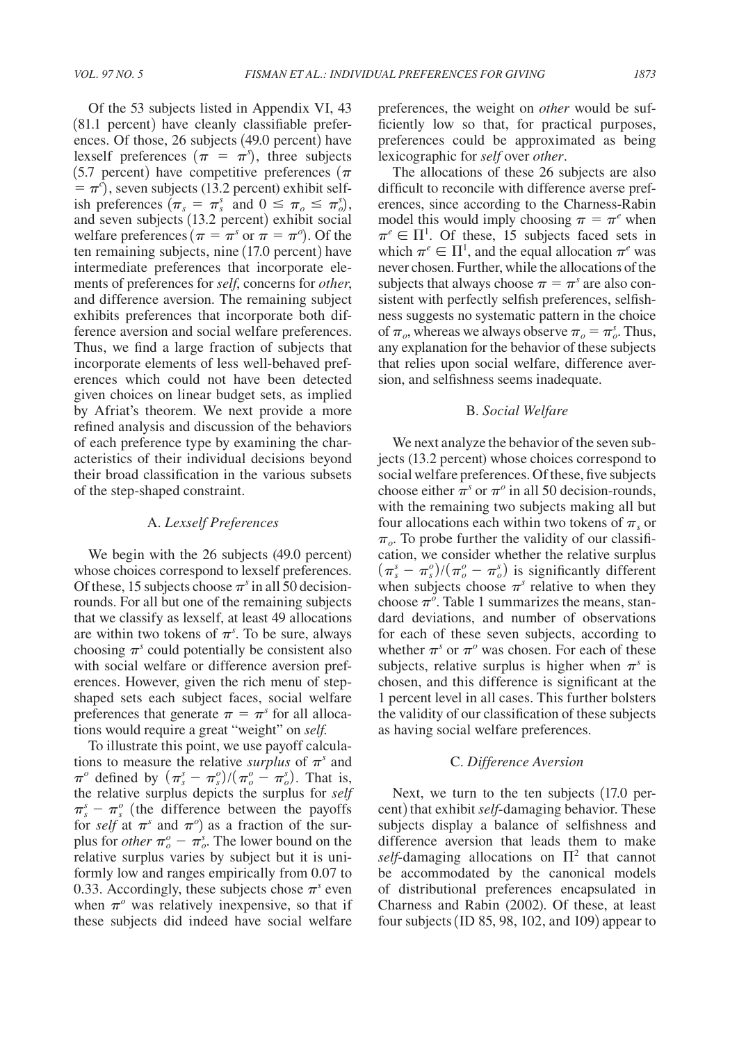Of the 53 subjects listed in Appendix VI, 43 (81.1 percent) have cleanly classifiable preferences. Of those, 26 subjects (49.0 percent) have lexself preferences ($\pi = \pi^s$), three subjects (5.7 percent) have competitive preferences ($\pi = \pi^c$), seven subjects (13.2 percent) exhibit selfish preferences ($\pi_s = \pi_s^s$ and $0 \leq \pi_o \leq \pi_o^s$), and seven subjects (13.2 percent) exhibit social welfare preferences ($\pi = \pi^s$ or $\pi = \pi^o$). Of the ten remaining subjects, nine (17.0 percent) have intermediate preferences that incorporate elements of preferences for *self*, concerns for *other*, and difference aversion. The remaining subject exhibits preferences that incorporate both difference aversion and social welfare preferences. Thus, we find a large fraction of subjects that incorporate elements of less well-behaved preferences which could not have been detected given choices on linear budget sets, as implied by Afriat's theorem. We next provide a more refined analysis and discussion of the behaviors of each preference type by examining the characteristics of their individual decisions beyond their broad classification in the various subsets of the step-shaped constraint.

## A. *Lexself Preferences*

We begin with the 26 subjects (49.0 percent) whose choices correspond to lexself preferences. Of these, 15 subjects choose $\pi^s$ in all 50 decision-rounds. For all but one of the remaining subjects that we classify as lexself, at least 49 allocations are within two tokens of $\pi^s$. To be sure, always choosing $\pi^s$ could potentially be consistent also with social welfare or difference aversion preferences. However, given the rich menu of step-shaped sets each subject faces, social welfare preferences that generate $\pi = \pi^s$ for all allocations would require a great "weight" on *self*.

To illustrate this point, we use payoff calculations to measure the relative *surplus* of $\pi^s$ and $\pi^o$ defined by $(\pi_s^s - \pi_s^o)/(\pi_o^o - \pi_o^s)$. That is, the relative surplus depicts the surplus for *self* $\pi_s^s - \pi_s^o$ (the difference between the payoffs for *self* at $\pi^s$ and $\pi^o$) as a fraction of the surplus for *other* $\pi_o^o - \pi_o^s$. The lower bound on the relative surplus varies by subject but it is uniformly low and ranges empirically from 0.07 to 0.33. Accordingly, these subjects chose $\pi^s$ even when $\pi^o$ was relatively inexpensive, so that if these subjects did indeed have social welfare preferences, the weight on *other* would be sufficiently low so that, for practical purposes, preferences could be approximated as being lexicographic for *self* over *other*.

The allocations of these 26 subjects are also difficult to reconcile with difference averse preferences, since according to the Charness-Rabin model this would imply choosing $\pi = \pi^e$ when $\pi^e \in \Pi^1$. Of these, 15 subjects faced sets in which $\pi^e \in \Pi^1$, and the equal allocation $\pi^e$ was never chosen. Further, while the allocations of the subjects that always choose $\pi = \pi^s$ are also consistent with perfectly selfish preferences, selfishness suggests no systematic pattern in the choice of $\pi_o$, whereas we always observe $\pi_o = \pi_o^s$. Thus, any explanation for the behavior of these subjects that relies upon social welfare, difference aversion, and selfishness seems inadequate.

## B. *Social Welfare*

We next analyze the behavior of the seven subjects (13.2 percent) whose choices correspond to social welfare preferences. Of these, five subjects choose either $\pi^s$ or $\pi^o$ in all 50 decision-rounds, with the remaining two subjects making all but four allocations each within two tokens of $\pi_s$ or $\pi_o$. To probe further the validity of our classification, we consider whether the relative surplus $(\pi_s^s - \pi_s^o)/(\pi_o^o - \pi_o^s)$ is significantly different when subjects choose $\pi^s$ relative to when they choose $\pi^o$. Table 1 summarizes the means, standard deviations, and number of observations for each of these seven subjects, according to whether $\pi^s$ or $\pi^o$ was chosen. For each of these subjects, relative surplus is higher when $\pi^s$ is chosen, and this difference is significant at the 1 percent level in all cases. This further bolsters the validity of our classification of these subjects as having social welfare preferences.

## C. *Difference Aversion*

Next, we turn to the ten subjects (17.0 percent) that exhibit *self*-damaging behavior. These subjects display a balance of selfishness and difference aversion that leads them to make *self*-damaging allocations on $\Pi^2$ that cannot be accommodated by the canonical models of distributional preferences encapsulated in Charness and Rabin (2002). Of these, at least four subjects (ID 85, 98, 102, and 109) appear to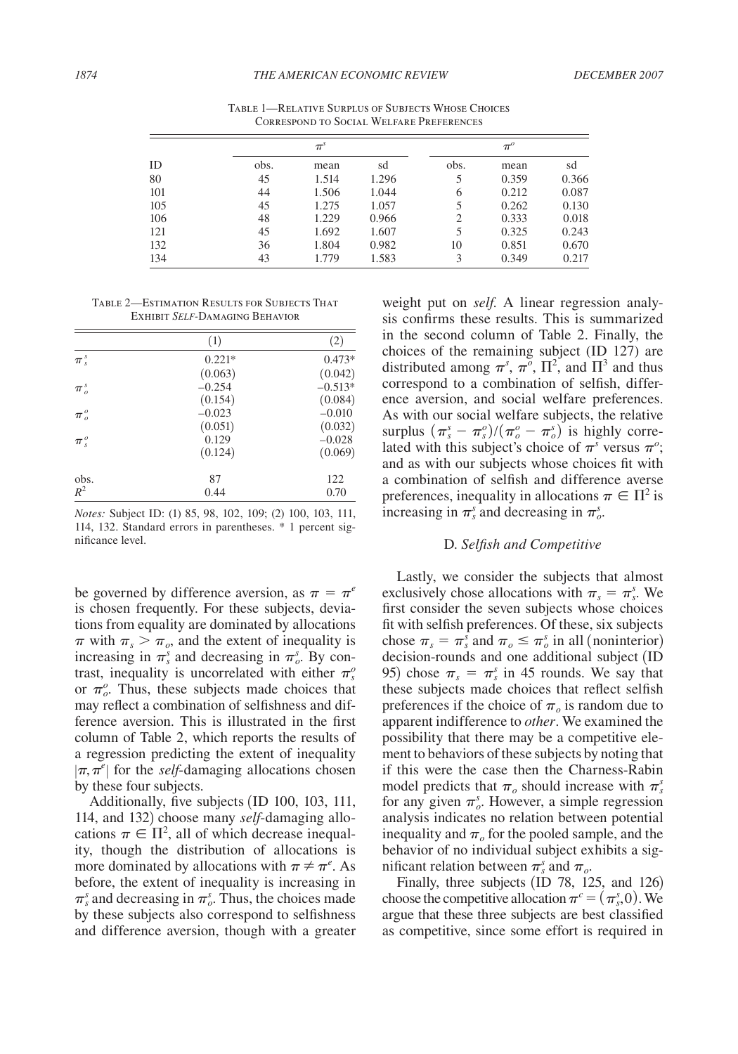Table 1—Relative Surplus of Subjects Whose Choices Correspond to Social Welfare Preferences

| ID | $\pi^s$ | | | $\pi^o$ | | |
|---|---|---|---|---|---|---|
| | obs. | mean | sd | obs. | mean | sd |
| 80 | 45 | 1.514 | 1.296 | 5 | 0.359 | 0.366 |
| 101 | 44 | 1.506 | 1.044 | 6 | 0.212 | 0.087 |
| 105 | 45 | 1.275 | 1.057 | 5 | 0.262 | 0.130 |
| 106 | 48 | 1.229 | 0.966 | 2 | 0.333 | 0.018 |
| 121 | 45 | 1.692 | 1.607 | 5 | 0.325 | 0.243 |
| 132 | 36 | 1.804 | 0.982 | 10 | 0.851 | 0.670 |
| 134 | 43 | 1.779 | 1.583 | 3 | 0.349 | 0.217 |

Table 2—Estimation Results for Subjects That Exhibit *Self*-Damaging Behavior

| | (1) | (2) |
|---|---|---|
| $\pi_s^s$ | 0.221* | 0.473* |
| | (0.063) | (0.042) |
| $\pi_o^s$ | −0.254 | −0.513* |
| | (0.154) | (0.084) |
| $\pi_o^o$ | −0.023 | −0.010 |
| | (0.051) | (0.032) |
| $\pi_s^o$ | 0.129 | −0.028 |
| | (0.124) | (0.069) |
| obs. | 87 | 122 |
| $R^2$ | 0.44 | 0.70 |

*Notes:* Subject ID: (1) 85, 98, 102, 109; (2) 100, 103, 111, 114, 132. Standard errors in parentheses. * 1 percent significance level.

be governed by difference aversion, as $\pi = \pi^e$ is chosen frequently. For these subjects, deviations from equality are dominated by allocations $\pi$ with $\pi_s > \pi_o$, and the extent of inequality is increasing in $\pi_s^s$ and decreasing in $\pi_o^s$. By contrast, inequality is uncorrelated with either $\pi_s^o$ or $\pi_o^o$. Thus, these subjects made choices that may reflect a combination of selfishness and difference aversion. This is illustrated in the first column of Table 2, which reports the results of a regression predicting the extent of inequality $|\pi, \pi^e|$ for the *self*-damaging allocations chosen by these four subjects.

Additionally, five subjects (ID 100, 103, 111, 114, and 132) choose many *self*-damaging allocations $\pi \in \Pi^2$, all of which decrease inequality, though the distribution of allocations is more dominated by allocations with $\pi \neq \pi^e$. As before, the extent of inequality is increasing in $\pi_s^s$ and decreasing in $\pi_o^s$. Thus, the choices made by these subjects also correspond to selfishness and difference aversion, though with a greater weight put on *self*. A linear regression analysis confirms these results. This is summarized in the second column of Table 2. Finally, the choices of the remaining subject (ID 127) are distributed among $\pi^s$, $\pi^o$, $\Pi^2$, and $\Pi^3$ and thus correspond to a combination of selfish, difference aversion, and social welfare preferences. As with our social welfare subjects, the relative surplus $(\pi_s^s - \pi_s^o)/(\pi_o^o - \pi_o^s)$ is highly correlated with this subject's choice of $\pi^s$ versus $\pi^o$; and as with our subjects whose choices fit with a combination of selfish and difference averse preferences, inequality in allocations $\pi \in \Pi^2$ is increasing in $\pi_s^s$ and decreasing in $\pi_o^s$.

### D. *Selfish and Competitive*

Lastly, we consider the subjects that almost exclusively chose allocations with $\pi_s = \pi_s^s$. We first consider the seven subjects whose choices fit with selfish preferences. Of these, six subjects chose $\pi_s = \pi_s^s$ and $\pi_o \leq \pi_o^s$ in all (noninterior) decision-rounds and one additional subject (ID 95) chose $\pi_s = \pi_s^s$ in 45 rounds. We say that these subjects made choices that reflect selfish preferences if the choice of $\pi_o$ is random due to apparent indifference to *other*. We examined the possibility that there may be a competitive element to behaviors of these subjects by noting that if this were the case then the Charness-Rabin model predicts that $\pi_o$ should increase with $\pi_s^s$ for any given $\pi_o^s$. However, a simple regression analysis indicates no relation between potential inequality and $\pi_o$ for the pooled sample, and the behavior of no individual subject exhibits a significant relation between $\pi_s^s$ and $\pi_o$.

Finally, three subjects (ID 78, 125, and 126) choose the competitive allocation $\pi^c = (\pi_s^s, 0)$. We argue that these three subjects are best classified as competitive, since some effort is required in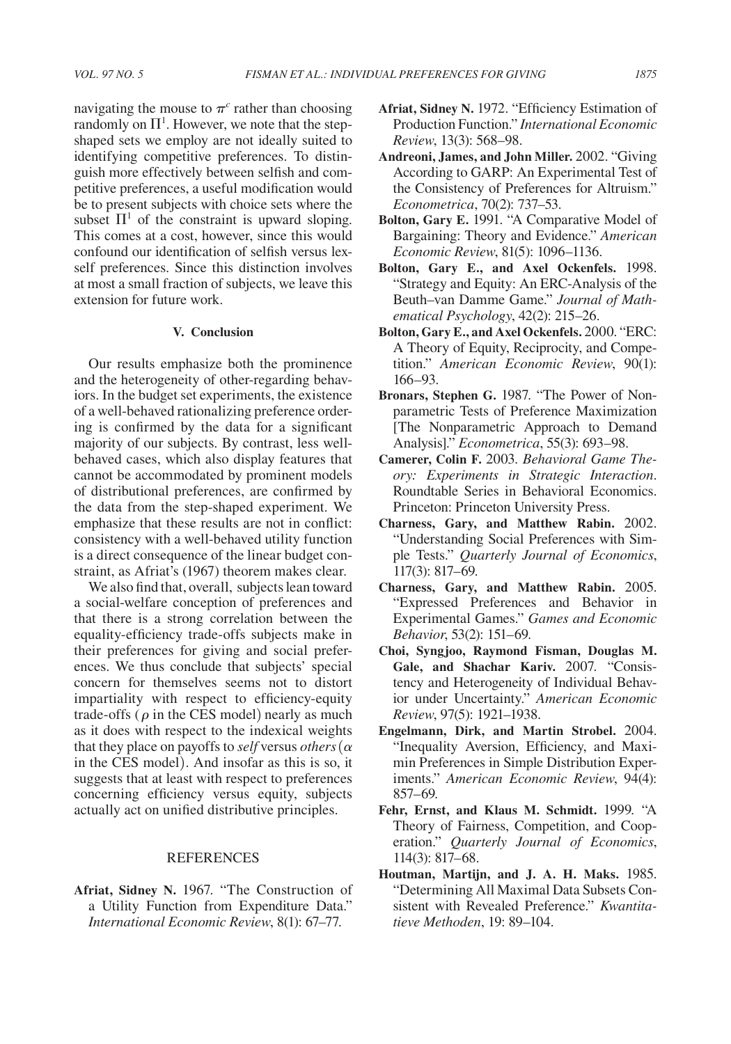navigating the mouse to $\pi^c$ rather than choosing randomly on $\Pi^1$. However, we note that the step-shaped sets we employ are not ideally suited to identifying competitive preferences. To distinguish more effectively between selfish and competitive preferences, a useful modification would be to present subjects with choice sets where the subset $\Pi^1$ of the constraint is upward sloping. This comes at a cost, however, since this would confound our identification of selfish versus lex-self preferences. Since this distinction involves at most a small fraction of subjects, we leave this extension for future work.

## V. Conclusion

Our results emphasize both the prominence and the heterogeneity of other-regarding behaviors. In the budget set experiments, the existence of a well-behaved rationalizing preference ordering is confirmed by the data for a significant majority of our subjects. By contrast, less well-behaved cases, which also display features that cannot be accommodated by prominent models of distributional preferences, are confirmed by the data from the step-shaped experiment. We emphasize that these results are not in conflict: consistency with a well-behaved utility function is a direct consequence of the linear budget constraint, as Afriat's (1967) theorem makes clear.

We also find that, overall, subjects lean toward a social-welfare conception of preferences and that there is a strong correlation between the equality-efficiency trade-offs subjects make in their preferences for giving and social preferences. We thus conclude that subjects' special concern for themselves seems not to distort impartiality with respect to efficiency-equity trade-offs ($\rho$ in the CES model) nearly as much as it does with respect to the indexical weights that they place on payoffs to *self* versus *others* ($\alpha$ in the CES model). And insofar as this is so, it suggests that at least with respect to preferences concerning efficiency versus equity, subjects actually act on unified distributive principles.

## REFERENCES

**Afriat, Sidney N.** 1967. "The Construction of a Utility Function from Expenditure Data." *International Economic Review*, 8(1): 67–77.

**Afriat, Sidney N.** 1972. "Efficiency Estimation of Production Function." *International Economic Review*, 13(3): 568–98.

**Andreoni, James, and John Miller.** 2002. "Giving According to GARP: An Experimental Test of the Consistency of Preferences for Altruism." *Econometrica*, 70(2): 737–53.

**Bolton, Gary E.** 1991. "A Comparative Model of Bargaining: Theory and Evidence." *American Economic Review*, 81(5): 1096–1136.

**Bolton, Gary E., and Axel Ockenfels.** 1998. "Strategy and Equity: An ERC-Analysis of the Beuth–van Damme Game." *Journal of Mathematical Psychology*, 42(2): 215–26.

**Bolton, Gary E., and Axel Ockenfels.** 2000. "ERC: A Theory of Equity, Reciprocity, and Competition." *American Economic Review*, 90(1): 166–93.

**Bronars, Stephen G.** 1987. "The Power of Nonparametric Tests of Preference Maximization [The Nonparametric Approach to Demand Analysis]." *Econometrica*, 55(3): 693–98.

**Camerer, Colin F.** 2003. *Behavioral Game Theory: Experiments in Strategic Interaction*. Roundtable Series in Behavioral Economics. Princeton: Princeton University Press.

**Charness, Gary, and Matthew Rabin.** 2002. "Understanding Social Preferences with Simple Tests." *Quarterly Journal of Economics*, 117(3): 817–69.

**Charness, Gary, and Matthew Rabin.** 2005. "Expressed Preferences and Behavior in Experimental Games." *Games and Economic Behavior*, 53(2): 151–69.

**Choi, Syngjoo, Raymond Fisman, Douglas M. Gale, and Shachar Kariv.** 2007. "Consistency and Heterogeneity of Individual Behavior under Uncertainty." *American Economic Review*, 97(5): 1921–1938.

**Engelmann, Dirk, and Martin Strobel.** 2004. "Inequality Aversion, Efficiency, and Maximin Preferences in Simple Distribution Experiments." *American Economic Review*, 94(4): 857–69.

**Fehr, Ernst, and Klaus M. Schmidt.** 1999. "A Theory of Fairness, Competition, and Cooperation." *Quarterly Journal of Economics*, 114(3): 817–68.

**Houtman, Martijn, and J. A. H. Maks.** 1985. "Determining All Maximal Data Subsets Consistent with Revealed Preference." *Kwantitatieve Methoden*, 19: 89–104.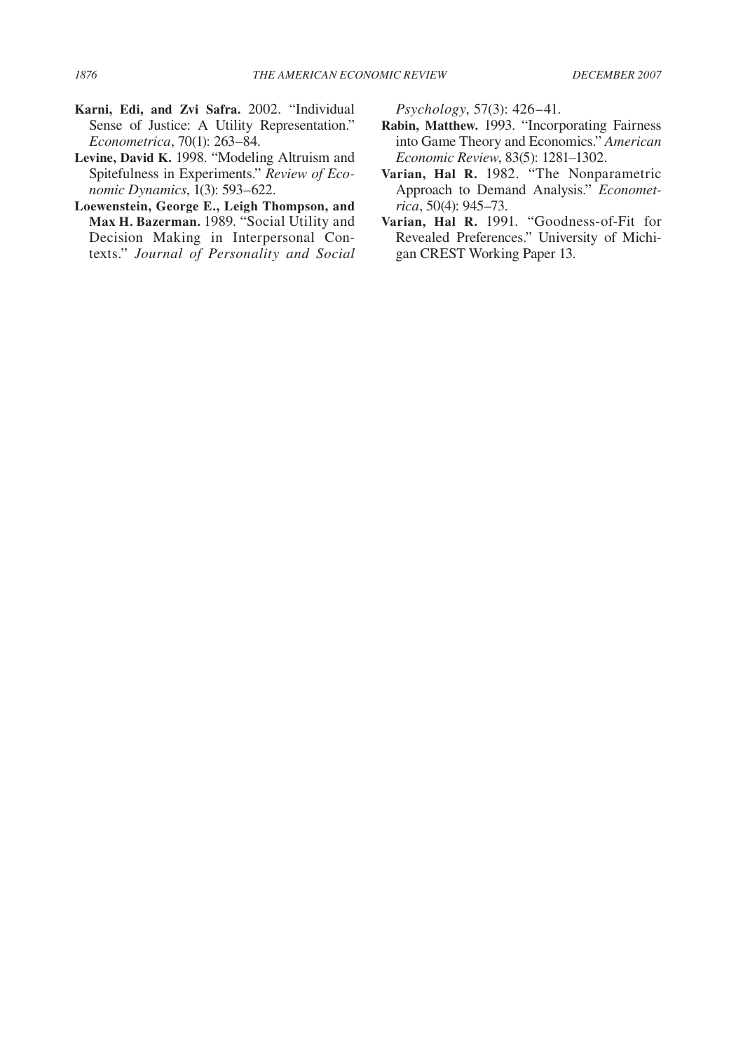**Karni, Edi, and Zvi Safra.** 2002. "Individual Sense of Justice: A Utility Representation." *Econometrica*, 70(1): 263–84.

**Levine, David K.** 1998. "Modeling Altruism and Spitefulness in Experiments." *Review of Economic Dynamics*, 1(3): 593–622.

**Loewenstein, George E., Leigh Thompson, and Max H. Bazerman.** 1989. "Social Utility and Decision Making in Interpersonal Contexts." *Journal of Personality and Social Psychology*, 57(3): 426–41.

**Rabin, Matthew.** 1993. "Incorporating Fairness into Game Theory and Economics." *American Economic Review*, 83(5): 1281–1302.

**Varian, Hal R.** 1982. "The Nonparametric Approach to Demand Analysis." *Econometrica*, 50(4): 945–73.

**Varian, Hal R.** 1991. "Goodness-of-Fit for Revealed Preferences." University of Michigan CREST Working Paper 13.